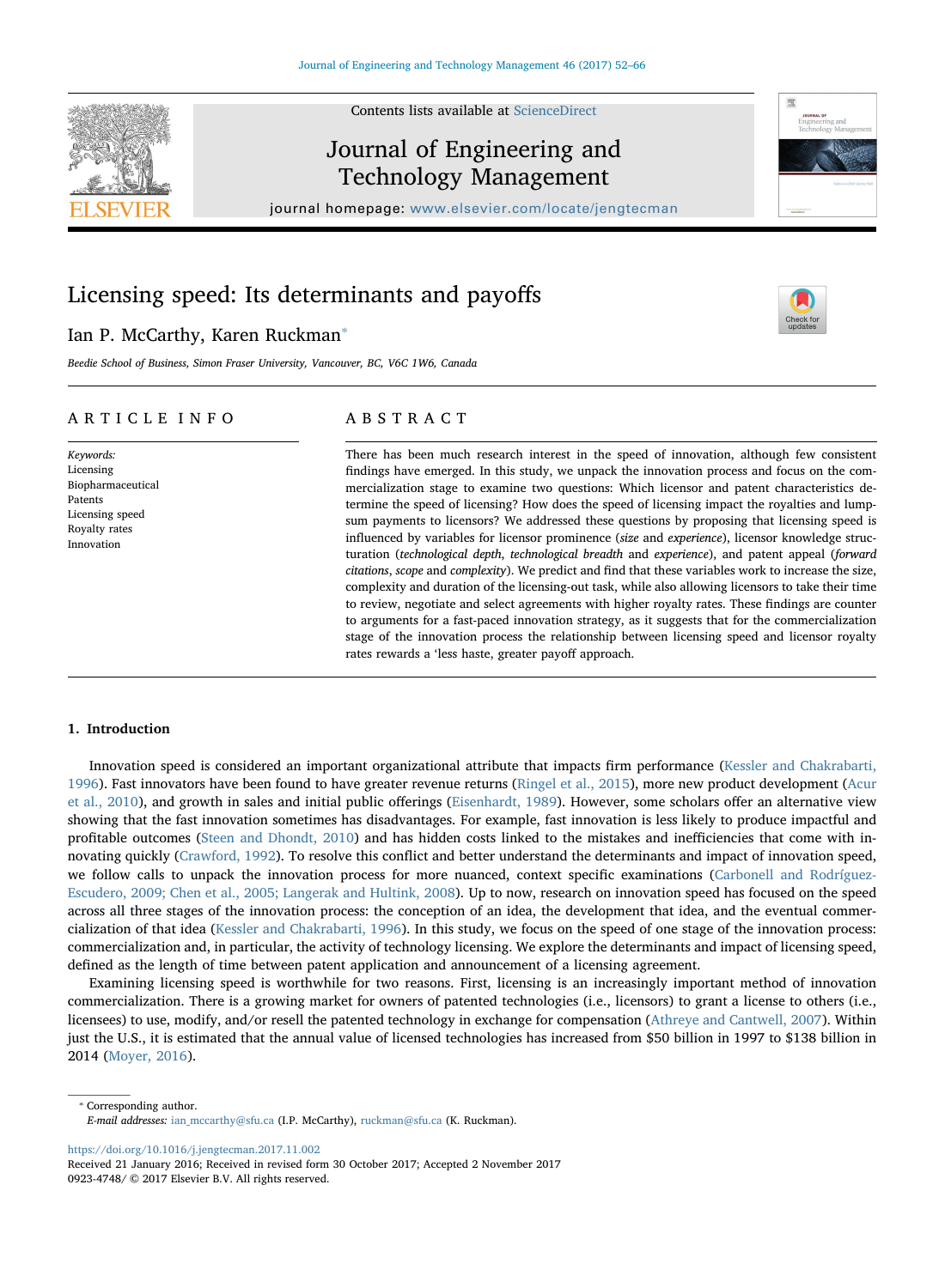# Licensing speed: Its determinants and payoffs

Ian P. McCarthy, Karen Ruckman*

*Beedie School of Business, Simon Fraser University, Vancouver, BC, V6C 1W6, Canada*

## ARTICLE INFO

*Keywords:*
Licensing
Biopharmaceutical
Patents
Licensing speed
Royalty rates
Innovation

## ABSTRACT

There has been much research interest in the speed of innovation, although few consistent findings have emerged. In this study, we unpack the innovation process and focus on the commercialization stage to examine two questions: Which licensor and patent characteristics determine the speed of licensing? How does the speed of licensing impact the royalties and lump-sum payments to licensors? We addressed these questions by proposing that licensing speed is influenced by variables for licensor prominence (*size* and *experience*), licensor knowledge structuration (*technological depth*, *technological breadth* and *experience*), and patent appeal (*forward citations*, *scope* and *complexity*). We predict and find that these variables work to increase the size, complexity and duration of the licensing-out task, while also allowing licensors to take their time to review, negotiate and select agreements with higher royalty rates. These findings are counter to arguments for a fast-paced innovation strategy, as it suggests that for the commercialization stage of the innovation process the relationship between licensing speed and licensor royalty rates rewards a 'less haste, greater payoff approach.

## 1. Introduction

Innovation speed is considered an important organizational attribute that impacts firm performance (Kessler and Chakrabarti, 1996). Fast innovators have been found to have greater revenue returns (Ringel et al., 2015), more new product development (Acur et al., 2010), and growth in sales and initial public offerings (Eisenhardt, 1989). However, some scholars offer an alternative view showing that the fast innovation sometimes has disadvantages. For example, fast innovation is less likely to produce impactful and profitable outcomes (Steen and Dhondt, 2010) and has hidden costs linked to the mistakes and inefficiencies that come with innovating quickly (Crawford, 1992). To resolve this conflict and better understand the determinants and impact of innovation speed, we follow calls to unpack the innovation process for more nuanced, context specific examinations (Carbonell and Rodríguez-Escudero, 2009; Chen et al., 2005; Langerak and Hultink, 2008). Up to now, research on innovation speed has focused on the speed across all three stages of the innovation process: the conception of an idea, the development that idea, and the eventual commercialization of that idea (Kessler and Chakrabarti, 1996). In this study, we focus on the speed of one stage of the innovation process: commercialization and, in particular, the activity of technology licensing. We explore the determinants and impact of licensing speed, defined as the length of time between patent application and announcement of a licensing agreement.

Examining licensing speed is worthwhile for two reasons. First, licensing is an increasingly important method of innovation commercialization. There is a growing market for owners of patented technologies (i.e., licensors) to grant a license to others (i.e., licensees) to use, modify, and/or resell the patented technology in exchange for compensation (Athreye and Cantwell, 2007). Within just the U.S., it is estimated that the annual value of licensed technologies has increased from $50 billion in 1997 to $138 billion in 2014 (Moyer, 2016).

* Corresponding author.
*E-mail addresses:* ian_mccarthy@sfu.ca (I.P. McCarthy), ruckman@sfu.ca (K. Ruckman).

https://doi.org/10.1016/j.jengtecman.2017.11.002
Received 21 January 2016; Received in revised form 30 October 2017; Accepted 2 November 2017
0923-4748/ © 2017 Elsevier B.V. All rights reserved.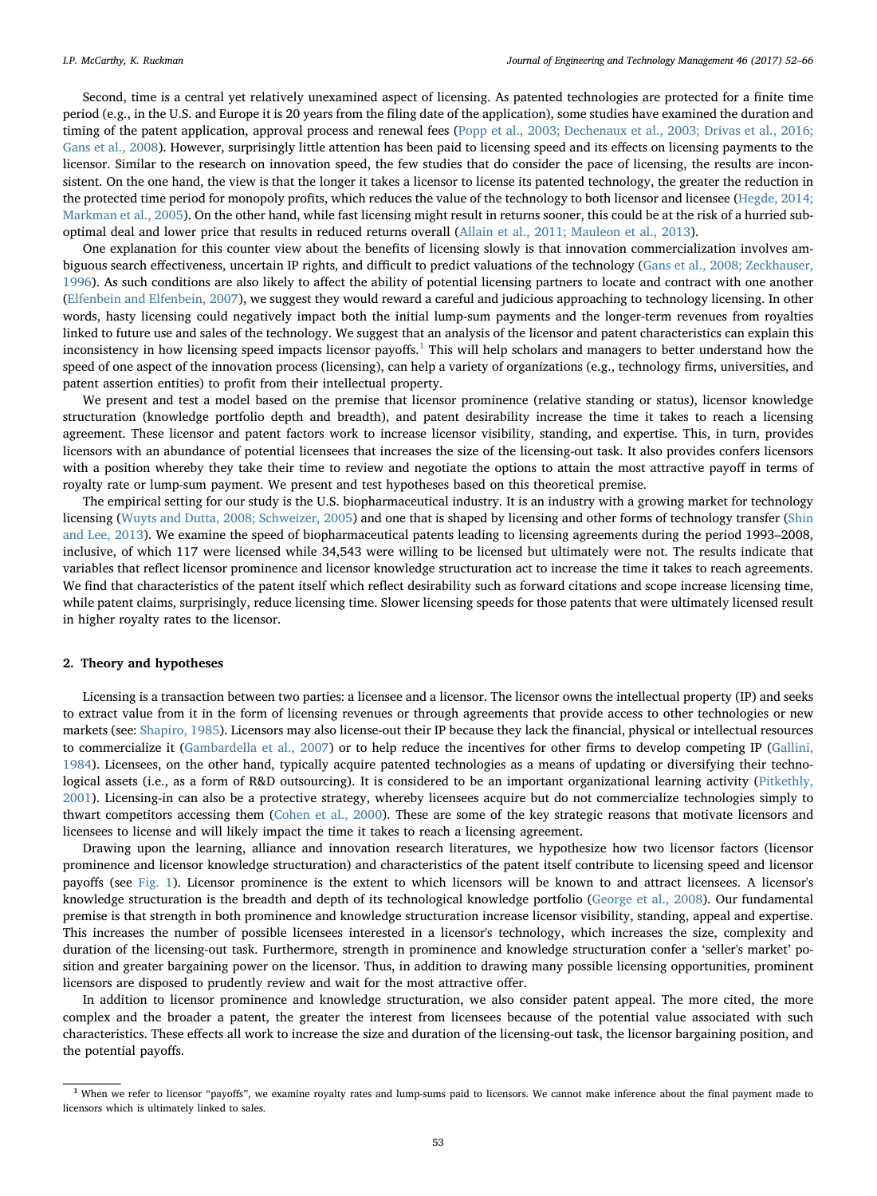Second, time is a central yet relatively unexamined aspect of licensing. As patented technologies are protected for a finite time period (e.g., in the U.S. and Europe it is 20 years from the filing date of the application), some studies have examined the duration and timing of the patent application, approval process and renewal fees (Popp et al., 2003; Dechenaux et al., 2003; Drivas et al., 2016; Gans et al., 2008). However, surprisingly little attention has been paid to licensing speed and its effects on licensing payments to the licensor. Similar to the research on innovation speed, the few studies that do consider the pace of licensing, the results are inconsistent. On the one hand, the view is that the longer it takes a licensor to license its patented technology, the greater the reduction in the protected time period for monopoly profits, which reduces the value of the technology to both licensor and licensee (Hegde, 2014; Markman et al., 2005). On the other hand, while fast licensing might result in returns sooner, this could be at the risk of a hurried suboptimal deal and lower price that results in reduced returns overall (Allain et al., 2011; Mauleon et al., 2013).

One explanation for this counter view about the benefits of licensing slowly is that innovation commercialization involves ambiguous search effectiveness, uncertain IP rights, and difficult to predict valuations of the technology (Gans et al., 2008; Zeckhauser, 1996). As such conditions are also likely to affect the ability of potential licensing partners to locate and contract with one another (Elfenbein and Elfenbein, 2007), we suggest they would reward a careful and judicious approaching to technology licensing. In other words, hasty licensing could negatively impact both the initial lump-sum payments and the longer-term revenues from royalties linked to future use and sales of the technology. We suggest that an analysis of the licensor and patent characteristics can explain this inconsistency in how licensing speed impacts licensor payoffs.[1] This will help scholars and managers to better understand how the speed of one aspect of the innovation process (licensing), can help a variety of organizations (e.g., technology firms, universities, and patent assertion entities) to profit from their intellectual property.

We present and test a model based on the premise that licensor prominence (relative standing or status), licensor knowledge structuration (knowledge portfolio depth and breadth), and patent desirability increase the time it takes to reach a licensing agreement. These licensor and patent factors work to increase licensor visibility, standing, and expertise. This, in turn, provides licensors with an abundance of potential licensees that increases the size of the licensing-out task. It also provides confers licensors with a position whereby they take their time to review and negotiate the options to attain the most attractive payoff in terms of royalty rate or lump-sum payment. We present and test hypotheses based on this theoretical premise.

The empirical setting for our study is the U.S. biopharmaceutical industry. It is an industry with a growing market for technology licensing (Wuyts and Dutta, 2008; Schweizer, 2005) and one that is shaped by licensing and other forms of technology transfer (Shin and Lee, 2013). We examine the speed of biopharmaceutical patents leading to licensing agreements during the period 1993–2008, inclusive, of which 117 were licensed while 34,543 were willing to be licensed but ultimately were not. The results indicate that variables that reflect licensor prominence and licensor knowledge structuration act to increase the time it takes to reach agreements. We find that characteristics of the patent itself which reflect desirability such as forward citations and scope increase licensing time, while patent claims, surprisingly, reduce licensing time. Slower licensing speeds for those patents that were ultimately licensed result in higher royalty rates to the licensor.

## 2. Theory and hypotheses

Licensing is a transaction between two parties: a licensee and a licensor. The licensor owns the intellectual property (IP) and seeks to extract value from it in the form of licensing revenues or through agreements that provide access to other technologies or new markets (see: Shapiro, 1985). Licensors may also license-out their IP because they lack the financial, physical or intellectual resources to commercialize it (Gambardella et al., 2007) or to help reduce the incentives for other firms to develop competing IP (Gallini, 1984). Licensees, on the other hand, typically acquire patented technologies as a means of updating or diversifying their technological assets (i.e., as a form of R&D outsourcing). It is considered to be an important organizational learning activity (Pitkethly, 2001). Licensing-in can also be a protective strategy, whereby licensees acquire but do not commercialize technologies simply to thwart competitors accessing them (Cohen et al., 2000). These are some of the key strategic reasons that motivate licensors and licensees to license and will likely impact the time it takes to reach a licensing agreement.

Drawing upon the learning, alliance and innovation research literatures, we hypothesize how two licensor factors (licensor prominence and licensor knowledge structuration) and characteristics of the patent itself contribute to licensing speed and licensor payoffs (see Fig. 1). Licensor prominence is the extent to which licensors will be known to and attract licensees. A licensor's knowledge structuration is the breadth and depth of its technological knowledge portfolio (George et al., 2008). Our fundamental premise is that strength in both prominence and knowledge structuration increase licensor visibility, standing, appeal and expertise. This increases the number of possible licensees interested in a licensor's technology, which increases the size, complexity and duration of the licensing-out task. Furthermore, strength in prominence and knowledge structuration confer a 'seller's market' position and greater bargaining power on the licensor. Thus, in addition to drawing many possible licensing opportunities, prominent licensors are disposed to prudently review and wait for the most attractive offer.

In addition to licensor prominence and knowledge structuration, we also consider patent appeal. The more cited, the more complex and the broader a patent, the greater the interest from licensees because of the potential value associated with such characteristics. These effects all work to increase the size and duration of the licensing-out task, the licensor bargaining position, and the potential payoffs.

[1] When we refer to licensor "payoffs", we examine royalty rates and lump-sums paid to licensors. We cannot make inference about the final payment made to licensors which is ultimately linked to sales.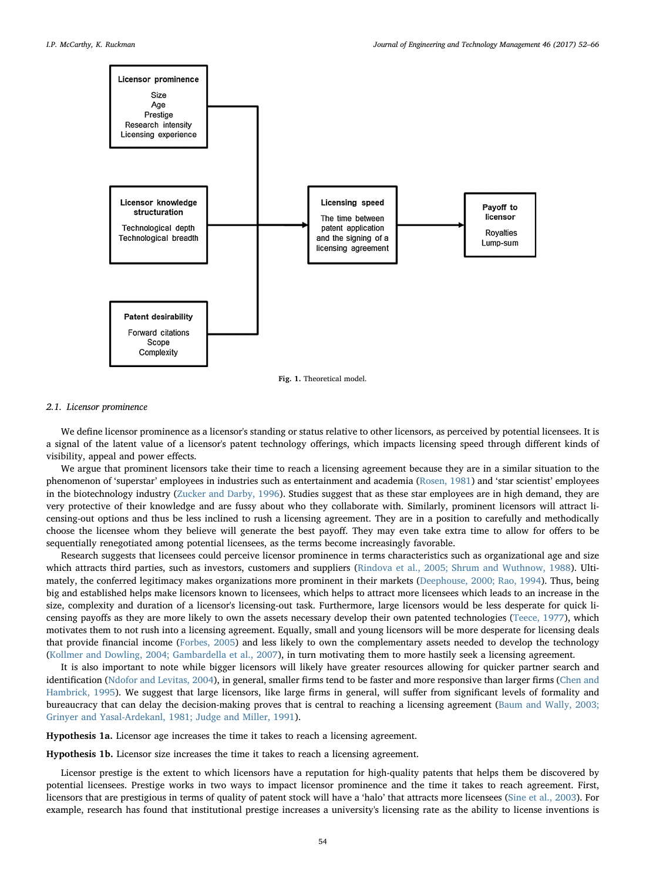Licensor prominence

Size
Age
Prestige
Research intensity
Licensing experience

Licensor knowledge structuration

Technological depth
Technological breadth

Patent desirability

Forward citations
Scope
Complexity

Licensing speed

The time between patent application and the signing of a licensing agreement

Payoff to licensor

Royalties
Lump-sum

**Fig. 1.** Theoretical model.

### *2.1. Licensor prominence*

We define licensor prominence as a licensor's standing or status relative to other licensors, as perceived by potential licensees. It is a signal of the latent value of a licensor's patent technology offerings, which impacts licensing speed through different kinds of visibility, appeal and power effects.

We argue that prominent licensors take their time to reach a licensing agreement because they are in a similar situation to the phenomenon of 'superstar' employees in industries such as entertainment and academia (Rosen, 1981) and 'star scientist' employees in the biotechnology industry (Zucker and Darby, 1996). Studies suggest that as these star employees are in high demand, they are very protective of their knowledge and are fussy about who they collaborate with. Similarly, prominent licensors will attract licensing-out options and thus be less inclined to rush a licensing agreement. They are in a position to carefully and methodically choose the licensee whom they believe will generate the best payoff. They may even take extra time to allow for offers to be sequentially renegotiated among potential licensees, as the terms become increasingly favorable.

Research suggests that licensees could perceive licensor prominence in terms characteristics such as organizational age and size which attracts third parties, such as investors, customers and suppliers (Rindova et al., 2005; Shrum and Wuthnow, 1988). Ultimately, the conferred legitimacy makes organizations more prominent in their markets (Deephouse, 2000; Rao, 1994). Thus, being big and established helps make licensors known to licensees, which helps to attract more licensees which leads to an increase in the size, complexity and duration of a licensor's licensing-out task. Furthermore, large licensors would be less desperate for quick licensing payoffs as they are more likely to own the assets necessary develop their own patented technologies (Teece, 1977), which motivates them to not rush into a licensing agreement. Equally, small and young licensors will be more desperate for licensing deals that provide financial income (Forbes, 2005) and less likely to own the complementary assets needed to develop the technology (Kollmer and Dowling, 2004; Gambardella et al., 2007), in turn motivating them to more hastily seek a licensing agreement.

It is also important to note while bigger licensors will likely have greater resources allowing for quicker partner search and identification (Ndofor and Levitas, 2004), in general, smaller firms tend to be faster and more responsive than larger firms (Chen and Hambrick, 1995). We suggest that large licensors, like large firms in general, will suffer from significant levels of formality and bureaucracy that can delay the decision-making proves that is central to reaching a licensing agreement (Baum and Wally, 2003; Grinyer and Yasal-Ardekanl, 1981; Judge and Miller, 1991).

**Hypothesis 1a.** Licensor age increases the time it takes to reach a licensing agreement.

**Hypothesis 1b.** Licensor size increases the time it takes to reach a licensing agreement.

Licensor prestige is the extent to which licensors have a reputation for high-quality patents that helps them be discovered by potential licensees. Prestige works in two ways to impact licensor prominence and the time it takes to reach agreement. First, licensors that are prestigious in terms of quality of patent stock will have a 'halo' that attracts more licensees (Sine et al., 2003). For example, research has found that institutional prestige increases a university's licensing rate as the ability to license inventions is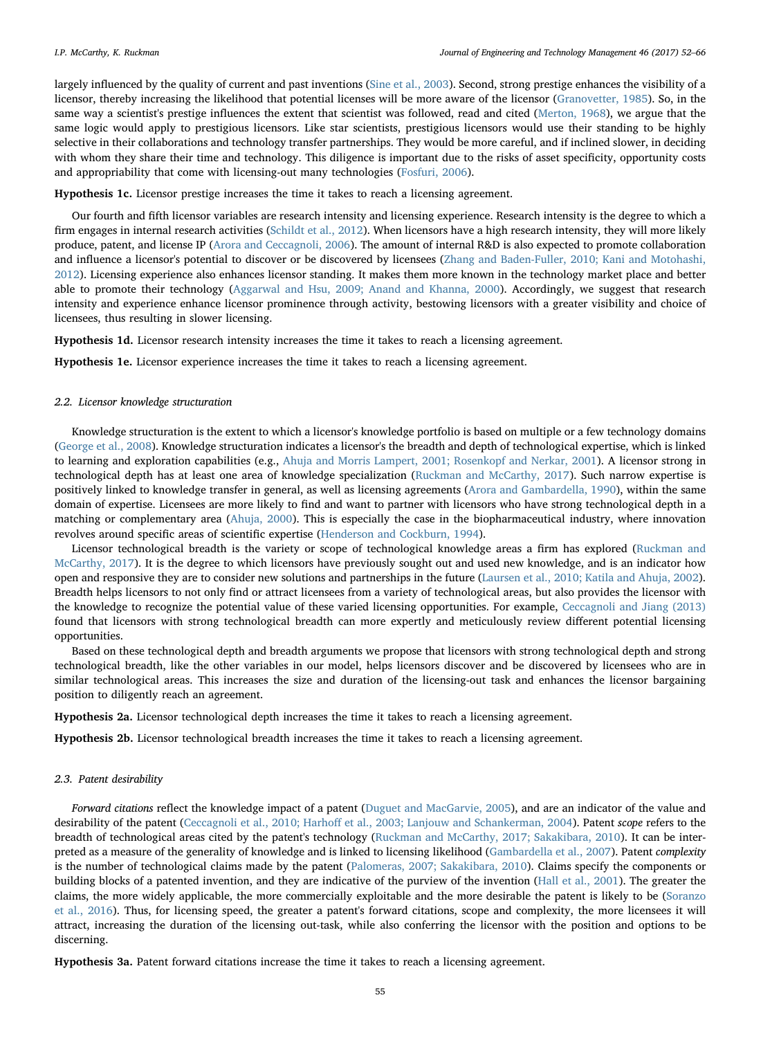largely influenced by the quality of current and past inventions (Sine et al., 2003). Second, strong prestige enhances the visibility of a licensor, thereby increasing the likelihood that potential licenses will be more aware of the licensor (Granovetter, 1985). So, in the same way a scientist's prestige influences the extent that scientist was followed, read and cited (Merton, 1968), we argue that the same logic would apply to prestigious licensors. Like star scientists, prestigious licensors would use their standing to be highly selective in their collaborations and technology transfer partnerships. They would be more careful, and if inclined slower, in deciding with whom they share their time and technology. This diligence is important due to the risks of asset specificity, opportunity costs and appropriability that come with licensing-out many technologies (Fosfuri, 2006).

**Hypothesis 1c.** Licensor prestige increases the time it takes to reach a licensing agreement.

Our fourth and fifth licensor variables are research intensity and licensing experience. Research intensity is the degree to which a firm engages in internal research activities (Schildt et al., 2012). When licensors have a high research intensity, they will more likely produce, patent, and license IP (Arora and Ceccagnoli, 2006). The amount of internal R&D is also expected to promote collaboration and influence a licensor's potential to discover or be discovered by licensees (Zhang and Baden-Fuller, 2010; Kani and Motohashi, 2012). Licensing experience also enhances licensor standing. It makes them more known in the technology market place and better able to promote their technology (Aggarwal and Hsu, 2009; Anand and Khanna, 2000). Accordingly, we suggest that research intensity and experience enhance licensor prominence through activity, bestowing licensors with a greater visibility and choice of licensees, thus resulting in slower licensing.

**Hypothesis 1d.** Licensor research intensity increases the time it takes to reach a licensing agreement.

**Hypothesis 1e.** Licensor experience increases the time it takes to reach a licensing agreement.

### 2.2. Licensor knowledge structuration

Knowledge structuration is the extent to which a licensor's knowledge portfolio is based on multiple or a few technology domains (George et al., 2008). Knowledge structuration indicates a licensor's the breadth and depth of technological expertise, which is linked to learning and exploration capabilities (e.g., Ahuja and Morris Lampert, 2001; Rosenkopf and Nerkar, 2001). A licensor strong in technological depth has at least one area of knowledge specialization (Ruckman and McCarthy, 2017). Such narrow expertise is positively linked to knowledge transfer in general, as well as licensing agreements (Arora and Gambardella, 1990), within the same domain of expertise. Licensees are more likely to find and want to partner with licensors who have strong technological depth in a matching or complementary area (Ahuja, 2000). This is especially the case in the biopharmaceutical industry, where innovation revolves around specific areas of scientific expertise (Henderson and Cockburn, 1994).

Licensor technological breadth is the variety or scope of technological knowledge areas a firm has explored (Ruckman and McCarthy, 2017). It is the degree to which licensors have previously sought out and used new knowledge, and is an indicator how open and responsive they are to consider new solutions and partnerships in the future (Laursen et al., 2010; Katila and Ahuja, 2002). Breadth helps licensors to not only find or attract licensees from a variety of technological areas, but also provides the licensor with the knowledge to recognize the potential value of these varied licensing opportunities. For example, Ceccagnoli and Jiang (2013) found that licensors with strong technological breadth can more expertly and meticulously review different potential licensing opportunities.

Based on these technological depth and breadth arguments we propose that licensors with strong technological depth and strong technological breadth, like the other variables in our model, helps licensors discover and be discovered by licensees who are in similar technological areas. This increases the size and duration of the licensing-out task and enhances the licensor bargaining position to diligently reach an agreement.

**Hypothesis 2a.** Licensor technological depth increases the time it takes to reach a licensing agreement.

**Hypothesis 2b.** Licensor technological breadth increases the time it takes to reach a licensing agreement.

### 2.3. Patent desirability

*Forward citations* reflect the knowledge impact of a patent (Duguet and MacGarvie, 2005), and are an indicator of the value and desirability of the patent (Ceccagnoli et al., 2010; Harhoff et al., 2003; Lanjouw and Schankerman, 2004). Patent *scope* refers to the breadth of technological areas cited by the patent's technology (Ruckman and McCarthy, 2017; Sakakibara, 2010). It can be interpreted as a measure of the generality of knowledge and is linked to licensing likelihood (Gambardella et al., 2007). Patent *complexity* is the number of technological claims made by the patent (Palomeras, 2007; Sakakibara, 2010). Claims specify the components or building blocks of a patented invention, and they are indicative of the purview of the invention (Hall et al., 2001). The greater the claims, the more widely applicable, the more commercially exploitable and the more desirable the patent is likely to be (Soranzo et al., 2016). Thus, for licensing speed, the greater a patent's forward citations, scope and complexity, the more licensees it will attract, increasing the duration of the licensing out-task, while also conferring the licensor with the position and options to be discerning.

**Hypothesis 3a.** Patent forward citations increase the time it takes to reach a licensing agreement.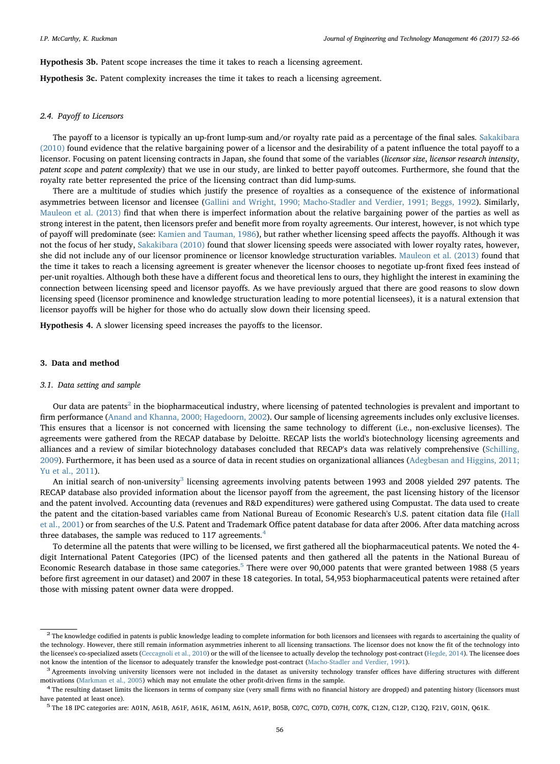**Hypothesis 3b.** Patent scope increases the time it takes to reach a licensing agreement.

**Hypothesis 3c.** Patent complexity increases the time it takes to reach a licensing agreement.

### 2.4. Payoff to Licensors

The payoff to a licensor is typically an up-front lump-sum and/or royalty rate paid as a percentage of the final sales. Sakakibara (2010) found evidence that the relative bargaining power of a licensor and the desirability of a patent influence the total payoff to a licensor. Focusing on patent licensing contracts in Japan, she found that some of the variables (*licensor size*, *licensor research intensity*, *patent scope* and *patent complexity*) that we use in our study, are linked to better payoff outcomes. Furthermore, she found that the royalty rate better represented the price of the licensing contract than did lump-sums.

There are a multitude of studies which justify the presence of royalties as a consequence of the existence of informational asymmetries between licensor and licensee (Gallini and Wright, 1990; Macho-Stadler and Verdier, 1991; Beggs, 1992). Similarly, Mauleon et al. (2013) find that when there is imperfect information about the relative bargaining power of the parties as well as strong interest in the patent, then licensors prefer and benefit more from royalty agreements. Our interest, however, is not which type of payoff will predominate (see: Kamien and Tauman, 1986), but rather whether licensing speed affects the payoffs. Although it was not the focus of her study, Sakakibara (2010) found that slower licensing speeds were associated with lower royalty rates, however, she did not include any of our licensor prominence or licensor knowledge structuration variables. Mauleon et al. (2013) found that the time it takes to reach a licensing agreement is greater whenever the licensor chooses to negotiate up-front fixed fees instead of per-unit royalties. Although both these have a different focus and theoretical lens to ours, they highlight the interest in examining the connection between licensing speed and licensor payoffs. As we have previously argued that there are good reasons to slow down licensing speed (licensor prominence and knowledge structuration leading to more potential licensees), it is a natural extension that licensor payoffs will be higher for those who do actually slow down their licensing speed.

**Hypothesis 4.** A slower licensing speed increases the payoffs to the licensor.

## 3. Data and method

### 3.1. Data setting and sample

Our data are patents[2] in the biopharmaceutical industry, where licensing of patented technologies is prevalent and important to firm performance (Anand and Khanna, 2000; Hagedoorn, 2002). Our sample of licensing agreements includes only exclusive licenses. This ensures that a licensor is not concerned with licensing the same technology to different (i.e., non-exclusive licenses). The agreements were gathered from the RECAP database by Deloitte. RECAP lists the world's biotechnology licensing agreements and alliances and a review of similar biotechnology databases concluded that RECAP's data was relatively comprehensive (Schilling, 2009). Furthermore, it has been used as a source of data in recent studies on organizational alliances (Adegbesan and Higgins, 2011; Yu et al., 2011).

An initial search of non-university[3] licensing agreements involving patents between 1993 and 2008 yielded 297 patents. The RECAP database also provided information about the licensor payoff from the agreement, the past licensing history of the licensor and the patent involved. Accounting data (revenues and R&D expenditures) were gathered using Compustat. The data used to create the patent and the citation-based variables came from National Bureau of Economic Research's U.S. patent citation data file (Hall et al., 2001) or from searches of the U.S. Patent and Trademark Office patent database for data after 2006. After data matching across three databases, the sample was reduced to 117 agreements.[4]

To determine all the patents that were willing to be licensed, we first gathered all the biopharmaceutical patents. We noted the 4-digit International Patent Categories (IPC) of the licensed patents and then gathered all the patents in the National Bureau of Economic Research database in those same categories.[5] There were over 90,000 patents that were granted between 1988 (5 years before first agreement in our dataset) and 2007 in these 18 categories. In total, 54,953 biopharmaceutical patents were retained after those with missing patent owner data were dropped.

---

[2] The knowledge codified in patents is public knowledge leading to complete information for both licensors and licensees with regards to ascertaining the quality of the technology. However, there still remain information asymmetries inherent to all licensing transactions. The licensor does not know the fit of the technology into the licensee's co-specialized assets (Ceccagnoli et al., 2010) or the will of the licensee to actually develop the technology post-contract (Hegde, 2014). The licensee does not know the intention of the licensor to adequately transfer the knowledge post-contract (Macho-Stadler and Verdier, 1991).

[3] Agreements involving university licensors were not included in the dataset as university technology transfer offices have differing structures with different motivations (Markman et al., 2005) which may not emulate the other profit-driven firms in the sample.

[4] The resulting dataset limits the licensors in terms of company size (very small firms with no financial history are dropped) and patenting history (licensors must have patented at least once).

[5] The 18 IPC categories are: A01N, A61B, A61F, A61K, A61M, A61N, A61P, B05B, C07C, C07D, C07H, C07K, C12N, C12P, C12Q, F21V, G01N, Q61K.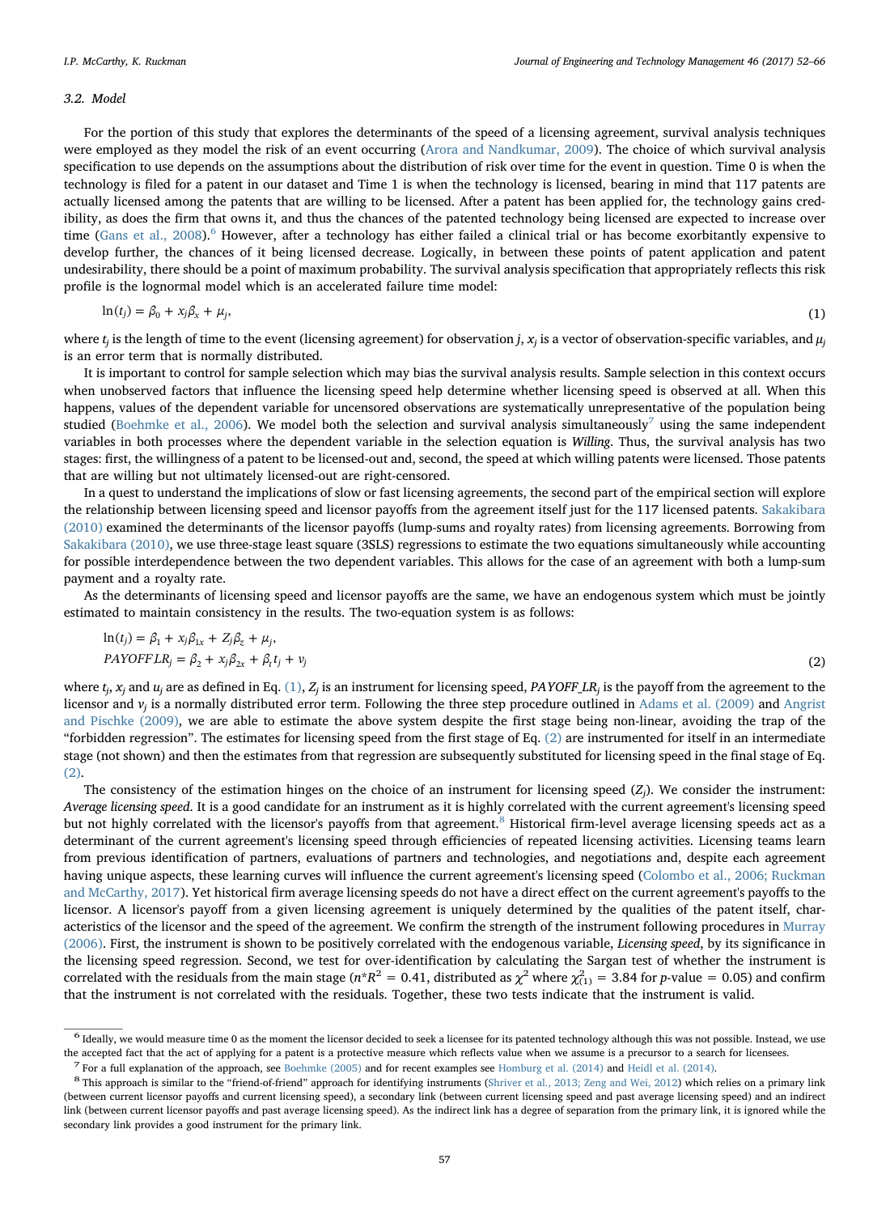### 3.2. Model

For the portion of this study that explores the determinants of the speed of a licensing agreement, survival analysis techniques were employed as they model the risk of an event occurring (Arora and Nandkumar, 2009). The choice of which survival analysis specification to use depends on the assumptions about the distribution of risk over time for the event in question. Time 0 is when the technology is filed for a patent in our dataset and Time 1 is when the technology is licensed, bearing in mind that 117 patents are actually licensed among the patents that are willing to be licensed. After a patent has been applied for, the technology gains credibility, as does the firm that owns it, and thus the chances of the patented technology being licensed are expected to increase over time (Gans et al., 2008).[6] However, after a technology has either failed a clinical trial or has become exorbitantly expensive to develop further, the chances of it being licensed decrease. Logically, in between these points of patent application and patent undesirability, there should be a point of maximum probability. The survival analysis specification that appropriately reflects this risk profile is the lognormal model which is an accelerated failure time model:

$$\ln(t_j) = \beta_0 + x_j\beta_x + \mu_j, \tag{1}$$

where $t_j$ is the length of time to the event (licensing agreement) for observation $j$, $x_j$ is a vector of observation-specific variables, and $\mu_j$ is an error term that is normally distributed.

It is important to control for sample selection which may bias the survival analysis results. Sample selection in this context occurs when unobserved factors that influence the licensing speed help determine whether licensing speed is observed at all. When this happens, values of the dependent variable for uncensored observations are systematically unrepresentative of the population being studied (Boehmke et al., 2006). We model both the selection and survival analysis simultaneously[7] using the same independent variables in both processes where the dependent variable in the selection equation is *Willing*. Thus, the survival analysis has two stages: first, the willingness of a patent to be licensed-out and, second, the speed at which willing patents were licensed. Those patents that are willing but not ultimately licensed-out are right-censored.

In a quest to understand the implications of slow or fast licensing agreements, the second part of the empirical section will explore the relationship between licensing speed and licensor payoffs from the agreement itself just for the 117 licensed patents. Sakakibara (2010) examined the determinants of the licensor payoffs (lump-sums and royalty rates) from licensing agreements. Borrowing from Sakakibara (2010), we use three-stage least square (3SLS) regressions to estimate the two equations simultaneously while accounting for possible interdependence between the two dependent variables. This allows for the case of an agreement with both a lump-sum payment and a royalty rate.

As the determinants of licensing speed and licensor payoffs are the same, we have an endogenous system which must be jointly estimated to maintain consistency in the results. The two-equation system is as follows:

$$\begin{aligned} \ln(t_j) &= \beta_1 + x_j\beta_{1x} + Z_j\beta_z + \mu_j, \\ PAYOFF\_LR_j &= \beta_2 + x_j\beta_{2x} + \beta_t t_j + v_j \end{aligned} \tag{2}$$

where $t_j$, $x_j$ and $u_j$ are as defined in Eq. (1), $Z_j$ is an instrument for licensing speed, $PAYOFF\_LR_j$ is the payoff from the agreement to the licensor and $v_j$ is a normally distributed error term. Following the three step procedure outlined in Adams et al. (2009) and Angrist and Pischke (2009), we are able to estimate the above system despite the first stage being non-linear, avoiding the trap of the "forbidden regression". The estimates for licensing speed from the first stage of Eq. (2) are instrumented for itself in an intermediate stage (not shown) and then the estimates from that regression are subsequently substituted for licensing speed in the final stage of Eq. (2).

The consistency of the estimation hinges on the choice of an instrument for licensing speed ($Z_j$). We consider the instrument: *Average licensing speed*. It is a good candidate for an instrument as it is highly correlated with the current agreement's licensing speed but not highly correlated with the licensor's payoffs from that agreement.[8] Historical firm-level average licensing speeds act as a determinant of the current agreement's licensing speed through efficiencies of repeated licensing activities. Licensing teams learn from previous identification of partners, evaluations of partners and technologies, and negotiations and, despite each agreement having unique aspects, these learning curves will influence the current agreement's licensing speed (Colombo et al., 2006; Ruckman and McCarthy, 2017). Yet historical firm average licensing speeds do not have a direct effect on the current agreement's payoffs to the licensor. A licensor's payoff from a given licensing agreement is uniquely determined by the qualities of the patent itself, characteristics of the licensor and the speed of the agreement. We confirm the strength of the instrument following procedures in Murray (2006). First, the instrument is shown to be positively correlated with the endogenous variable, *Licensing speed*, by its significance in the licensing speed regression. Second, we test for over-identification by calculating the Sargan test of whether the instrument is correlated with the residuals from the main stage ($n{*}R^2 = 0.41$, distributed as $\chi^2$ where $\chi^2_{(1)} = 3.84$ for $p$-value $= 0.05$) and confirm that the instrument is not correlated with the residuals. Together, these two tests indicate that the instrument is valid.

---

[6] Ideally, we would measure time 0 as the moment the licensor decided to seek a licensee for its patented technology although this was not possible. Instead, we use the accepted fact that the act of applying for a patent is a protective measure which reflects value when we assume is a precursor to a search for licensees.

[7] For a full explanation of the approach, see Boehmke (2005) and for recent examples see Homburg et al. (2014) and Heidl et al. (2014).

[8] This approach is similar to the "friend-of-friend" approach for identifying instruments (Shriver et al., 2013; Zeng and Wei, 2012) which relies on a primary link (between current licensor payoffs and current licensing speed), a secondary link (between current licensing speed and past average licensing speed) and an indirect link (between current licensor payoffs and past average licensing speed). As the indirect link has a degree of separation from the primary link, it is ignored while the secondary link provides a good instrument for the primary link.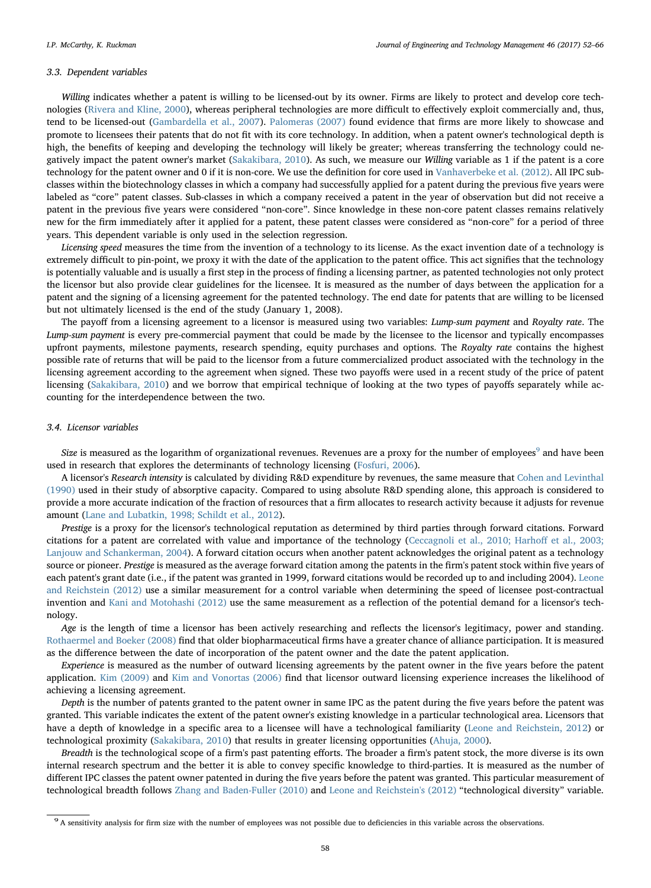### 3.3. Dependent variables

*Willing* indicates whether a patent is willing to be licensed-out by its owner. Firms are likely to protect and develop core technologies (Rivera and Kline, 2000), whereas peripheral technologies are more difficult to effectively exploit commercially and, thus, tend to be licensed-out (Gambardella et al., 2007). Palomeras (2007) found evidence that firms are more likely to showcase and promote to licensees their patents that do not fit with its core technology. In addition, when a patent owner's technological depth is high, the benefits of keeping and developing the technology will likely be greater; whereas transferring the technology could negatively impact the patent owner's market (Sakakibara, 2010). As such, we measure our *Willing* variable as 1 if the patent is a core technology for the patent owner and 0 if it is non-core. We use the definition for core used in Vanhaverbeke et al. (2012). All IPC subclasses within the biotechnology classes in which a company had successfully applied for a patent during the previous five years were labeled as "core" patent classes. Sub-classes in which a company received a patent in the year of observation but did not receive a patent in the previous five years were considered "non-core". Since knowledge in these non-core patent classes remains relatively new for the firm immediately after it applied for a patent, these patent classes were considered as "non-core" for a period of three years. This dependent variable is only used in the selection regression.

*Licensing speed* measures the time from the invention of a technology to its license. As the exact invention date of a technology is extremely difficult to pin-point, we proxy it with the date of the application to the patent office. This act signifies that the technology is potentially valuable and is usually a first step in the process of finding a licensing partner, as patented technologies not only protect the licensor but also provide clear guidelines for the licensee. It is measured as the number of days between the application for a patent and the signing of a licensing agreement for the patented technology. The end date for patents that are willing to be licensed but not ultimately licensed is the end of the study (January 1, 2008).

The payoff from a licensing agreement to a licensor is measured using two variables: *Lump-sum payment* and *Royalty rate*. The *Lump-sum payment* is every pre-commercial payment that could be made by the licensee to the licensor and typically encompasses upfront payments, milestone payments, research spending, equity purchases and options. The *Royalty rate* contains the highest possible rate of returns that will be paid to the licensor from a future commercialized product associated with the technology in the licensing agreement according to the agreement when signed. These two payoffs were used in a recent study of the price of patent licensing (Sakakibara, 2010) and we borrow that empirical technique of looking at the two types of payoffs separately while accounting for the interdependence between the two.

### 3.4. Licensor variables

*Size* is measured as the logarithm of organizational revenues. Revenues are a proxy for the number of employees[9] and have been used in research that explores the determinants of technology licensing (Fosfuri, 2006).

A licensor's *Research intensity* is calculated by dividing R&D expenditure by revenues, the same measure that Cohen and Levinthal (1990) used in their study of absorptive capacity. Compared to using absolute R&D spending alone, this approach is considered to provide a more accurate indication of the fraction of resources that a firm allocates to research activity because it adjusts for revenue amount (Lane and Lubatkin, 1998; Schildt et al., 2012).

*Prestige* is a proxy for the licensor's technological reputation as determined by third parties through forward citations. Forward citations for a patent are correlated with value and importance of the technology (Ceccagnoli et al., 2010; Harhoff et al., 2003; Lanjouw and Schankerman, 2004). A forward citation occurs when another patent acknowledges the original patent as a technology source or pioneer. *Prestige* is measured as the average forward citation among the patents in the firm's patent stock within five years of each patent's grant date (i.e., if the patent was granted in 1999, forward citations would be recorded up to and including 2004). Leone and Reichstein (2012) use a similar measurement for a control variable when determining the speed of licensee post-contractual invention and Kani and Motohashi (2012) use the same measurement as a reflection of the potential demand for a licensor's technology.

*Age* is the length of time a licensor has been actively researching and reflects the licensor's legitimacy, power and standing. Rothaermel and Boeker (2008) find that older biopharmaceutical firms have a greater chance of alliance participation. It is measured as the difference between the date of incorporation of the patent owner and the date the patent application.

*Experience* is measured as the number of outward licensing agreements by the patent owner in the five years before the patent application. Kim (2009) and Kim and Vonortas (2006) find that licensor outward licensing experience increases the likelihood of achieving a licensing agreement.

*Depth* is the number of patents granted to the patent owner in same IPC as the patent during the five years before the patent was granted. This variable indicates the extent of the patent owner's existing knowledge in a particular technological area. Licensors that have a depth of knowledge in a specific area to a licensee will have a technological familiarity (Leone and Reichstein, 2012) or technological proximity (Sakakibara, 2010) that results in greater licensing opportunities (Ahuja, 2000).

*Breadth* is the technological scope of a firm's past patenting efforts. The broader a firm's patent stock, the more diverse is its own internal research spectrum and the better it is able to convey specific knowledge to third-parties. It is measured as the number of different IPC classes the patent owner patented in during the five years before the patent was granted. This particular measurement of technological breadth follows Zhang and Baden-Fuller (2010) and Leone and Reichstein's (2012) "technological diversity" variable.

[9] A sensitivity analysis for firm size with the number of employees was not possible due to deficiencies in this variable across the observations.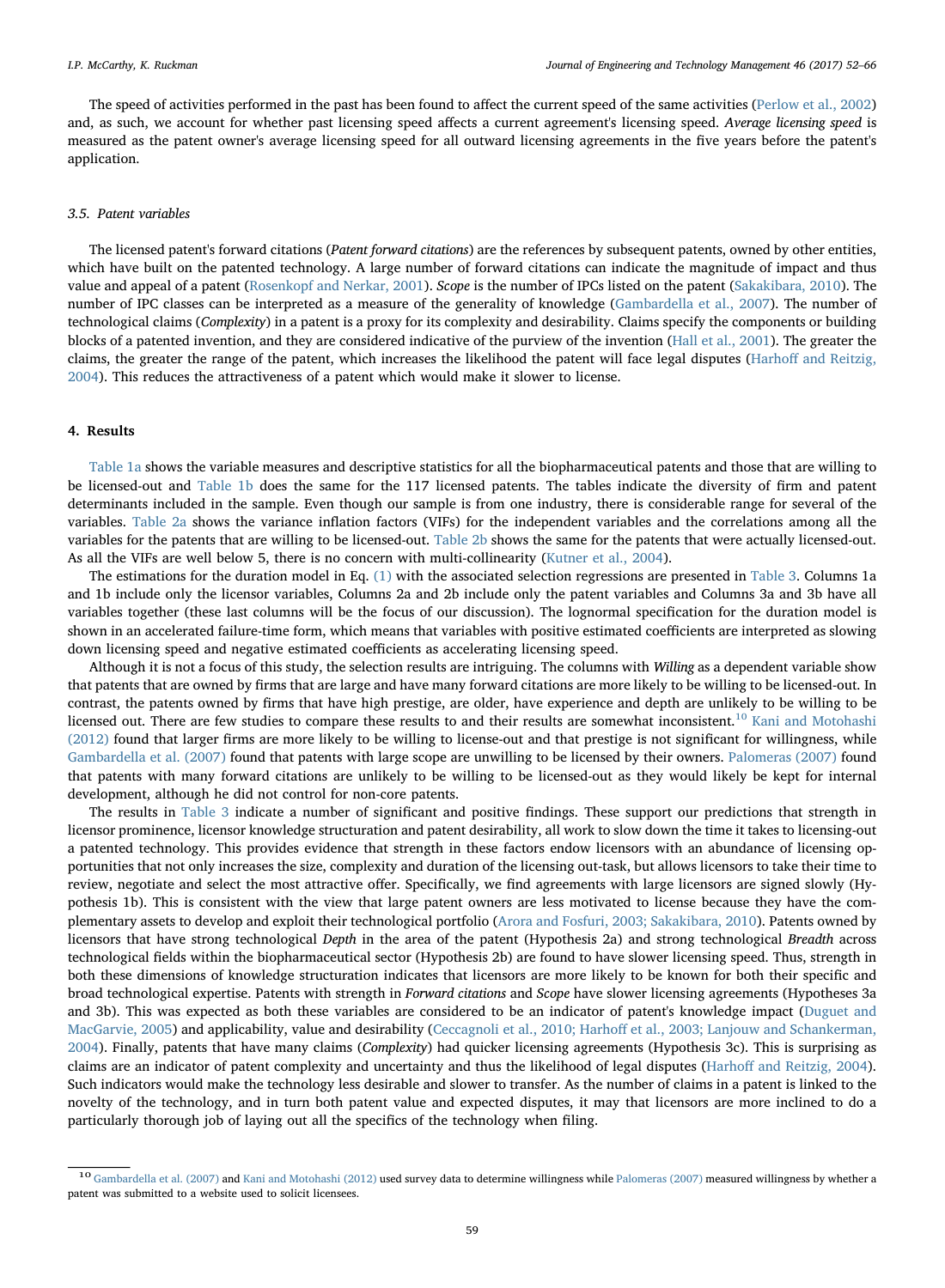The speed of activities performed in the past has been found to affect the current speed of the same activities (Perlow et al., 2002) and, as such, we account for whether past licensing speed affects a current agreement's licensing speed. *Average licensing speed* is measured as the patent owner's average licensing speed for all outward licensing agreements in the five years before the patent's application.

### 3.5. Patent variables

The licensed patent's forward citations (*Patent forward citations*) are the references by subsequent patents, owned by other entities, which have built on the patented technology. A large number of forward citations can indicate the magnitude of impact and thus value and appeal of a patent (Rosenkopf and Nerkar, 2001). *Scope* is the number of IPCs listed on the patent (Sakakibara, 2010). The number of IPC classes can be interpreted as a measure of the generality of knowledge (Gambardella et al., 2007). The number of technological claims (*Complexity*) in a patent is a proxy for its complexity and desirability. Claims specify the components or building blocks of a patented invention, and they are considered indicative of the purview of the invention (Hall et al., 2001). The greater the claims, the greater the range of the patent, which increases the likelihood the patent will face legal disputes (Harhoff and Reitzig, 2004). This reduces the attractiveness of a patent which would make it slower to license.

## 4. Results

Table 1a shows the variable measures and descriptive statistics for all the biopharmaceutical patents and those that are willing to be licensed-out and Table 1b does the same for the 117 licensed patents. The tables indicate the diversity of firm and patent determinants included in the sample. Even though our sample is from one industry, there is considerable range for several of the variables. Table 2a shows the variance inflation factors (VIFs) for the independent variables and the correlations among all the variables for the patents that are willing to be licensed-out. Table 2b shows the same for the patents that were actually licensed-out. As all the VIFs are well below 5, there is no concern with multi-collinearity (Kutner et al., 2004).

The estimations for the duration model in Eq. (1) with the associated selection regressions are presented in Table 3. Columns 1a and 1b include only the licensor variables, Columns 2a and 2b include only the patent variables and Columns 3a and 3b have all variables together (these last columns will be the focus of our discussion). The lognormal specification for the duration model is shown in an accelerated failure-time form, which means that variables with positive estimated coefficients are interpreted as slowing down licensing speed and negative estimated coefficients as accelerating licensing speed.

Although it is not a focus of this study, the selection results are intriguing. The columns with *Willing* as a dependent variable show that patents that are owned by firms that are large and have many forward citations are more likely to be willing to be licensed-out. In contrast, the patents owned by firms that have high prestige, are older, have experience and depth are unlikely to be willing to be licensed out. There are few studies to compare these results to and their results are somewhat inconsistent.[10] Kani and Motohashi (2012) found that larger firms are more likely to be willing to license-out and that prestige is not significant for willingness, while Gambardella et al. (2007) found that patents with large scope are unwilling to be licensed by their owners. Palomeras (2007) found that patents with many forward citations are unlikely to be willing to be licensed-out as they would likely be kept for internal development, although he did not control for non-core patents.

The results in Table 3 indicate a number of significant and positive findings. These support our predictions that strength in licensor prominence, licensor knowledge structuration and patent desirability, all work to slow down the time it takes to licensing-out a patented technology. This provides evidence that strength in these factors endow licensors with an abundance of licensing opportunities that not only increases the size, complexity and duration of the licensing out-task, but allows licensors to take their time to review, negotiate and select the most attractive offer. Specifically, we find agreements with large licensors are signed slowly (Hypothesis 1b). This is consistent with the view that large patent owners are less motivated to license because they have the complementary assets to develop and exploit their technological portfolio (Arora and Fosfuri, 2003; Sakakibara, 2010). Patents owned by licensors that have strong technological *Depth* in the area of the patent (Hypothesis 2a) and strong technological *Breadth* across technological fields within the biopharmaceutical sector (Hypothesis 2b) are found to have slower licensing speed. Thus, strength in both these dimensions of knowledge structuration indicates that licensors are more likely to be known for both their specific and broad technological expertise. Patents with strength in *Forward citations* and *Scope* have slower licensing agreements (Hypotheses 3a and 3b). This was expected as both these variables are considered to be an indicator of patent's knowledge impact (Duguet and MacGarvie, 2005) and applicability, value and desirability (Ceccagnoli et al., 2010; Harhoff et al., 2003; Lanjouw and Schankerman, 2004). Finally, patents that have many claims (*Complexity*) had quicker licensing agreements (Hypothesis 3c). This is surprising as claims are an indicator of patent complexity and uncertainty and thus the likelihood of legal disputes (Harhoff and Reitzig, 2004). Such indicators would make the technology less desirable and slower to transfer. As the number of claims in a patent is linked to the novelty of the technology, and in turn both patent value and expected disputes, it may that licensors are more inclined to do a particularly thorough job of laying out all the specifics of the technology when filing.

[10] Gambardella et al. (2007) and Kani and Motohashi (2012) used survey data to determine willingness while Palomeras (2007) measured willingness by whether a patent was submitted to a website used to solicit licensees.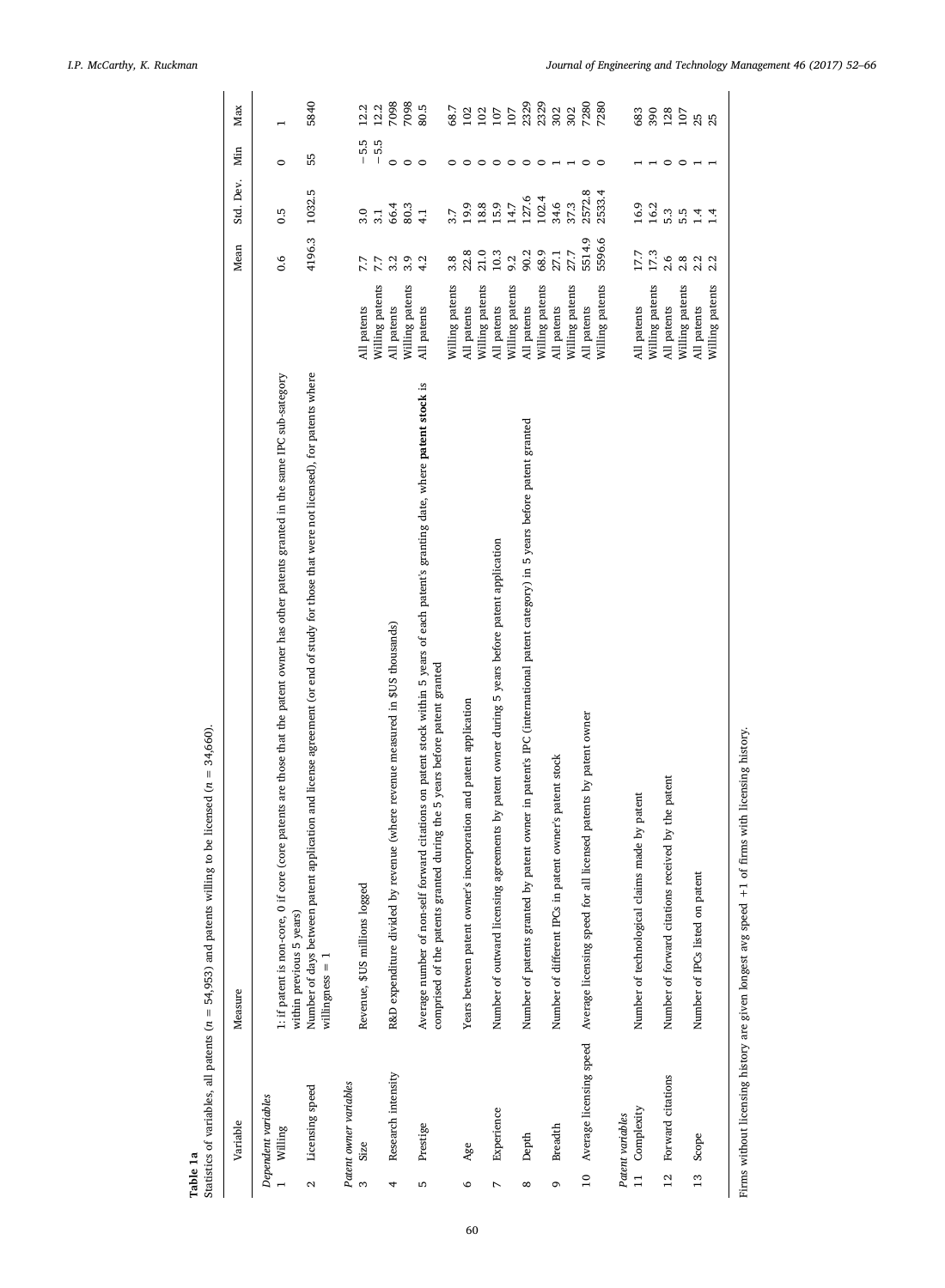**Table 1a**

Statistics of variables, all patents ($n$ = 54,953) and patents willing to be licensed ($n$ = 34,660).

| | Variable | Measure | | Mean | Std. Dev. | Min | Max |
|---|---|---|---|---|---|---|---|
| | *Dependent variables* | | | | | | |
| 1 | Willing | 1: if patent is non-core, 0 if core (core patents are those that the patent owner has other patents granted in the same IPC sub-category within previous 5 years) | | 0.6 | 0.5 | 0 | 1 |
| 2 | Licensing speed | Number of days between patent application and license agreement (or end of study for those that were not licensed), for patents where willingness = 1 | | 4196.3 | 1032.5 | 55 | 5840 |
| | *Patent owner variables* | | | | | | |
| 3 | Size | Revenue, $US millions logged | All patents | 7.7 | 3.0 | −5.5 | 12.2 |
| | | | Willing patents | 7.7 | 3.1 | −5.5 | 12.2 |
| 4 | Research intensity | R&D expenditure divided by revenue (where revenue measured in $US thousands) | All patents | 3.2 | 66.4 | 0 | 7098 |
| | | | Willing patents | 3.9 | 80.3 | 0 | 7098 |
| 5 | Prestige | Average number of non-self forward citations on patent stock within 5 years of each patent's granting date, where **patent stock** is comprised of the patents granted during the 5 years before patent granted | All patents | 4.2 | 4.1 | 0 | 80.5 |
| | | | Willing patents | 3.8 | 3.7 | 0 | 68.7 |
| 6 | Age | Years between patent owner's incorporation and patent application | All patents | 22.8 | 19.9 | 0 | 102 |
| | | | Willing patents | 21.0 | 18.8 | 0 | 102 |
| 7 | Experience | Number of outward licensing agreements by patent owner during 5 years before patent application | All patents | 10.3 | 15.9 | 0 | 107 |
| | | | Willing patents | 9.2 | 14.7 | 0 | 107 |
| 8 | Depth | Number of patents granted by patent owner in patent's IPC (international patent category) in 5 years before patent granted | All patents | 90.2 | 127.6 | 0 | 2329 |
| | | | Willing patents | 68.9 | 102.4 | 0 | 2329 |
| 9 | Breadth | Number of different IPCs in patent owner's patent stock | All patents | 27.1 | 34.6 | 1 | 302 |
| | | | Willing patents | 27.7 | 37.3 | 1 | 302 |
| 10 | Average licensing speed | Average licensing speed for all licensed patents by patent owner | All patents | 5514.9 | 2572.8 | 0 | 7280 |
| | | | Willing patents | 5596.6 | 2533.4 | 0 | 7280 |
| | *Patent variables* | | | | | | |
| 11 | Complexity | Number of technological claims made by patent | All patents | 17.7 | 16.9 | 1 | 683 |
| | | | Willing patents | 17.3 | 16.2 | 1 | 390 |
| 12 | Forward citations | Number of forward citations received by the patent | All patents | 2.6 | 5.3 | 0 | 128 |
| | | | Willing patents | 2.8 | 5.5 | 0 | 107 |
| 13 | Scope | Number of IPCs listed on patent | All patents | 2.2 | 1.4 | 1 | 25 |
| | | | Willing patents | 2.2 | 1.4 | 1 | 25 |

Firms without licensing history are given longest avg speed +1 of firms with licensing history.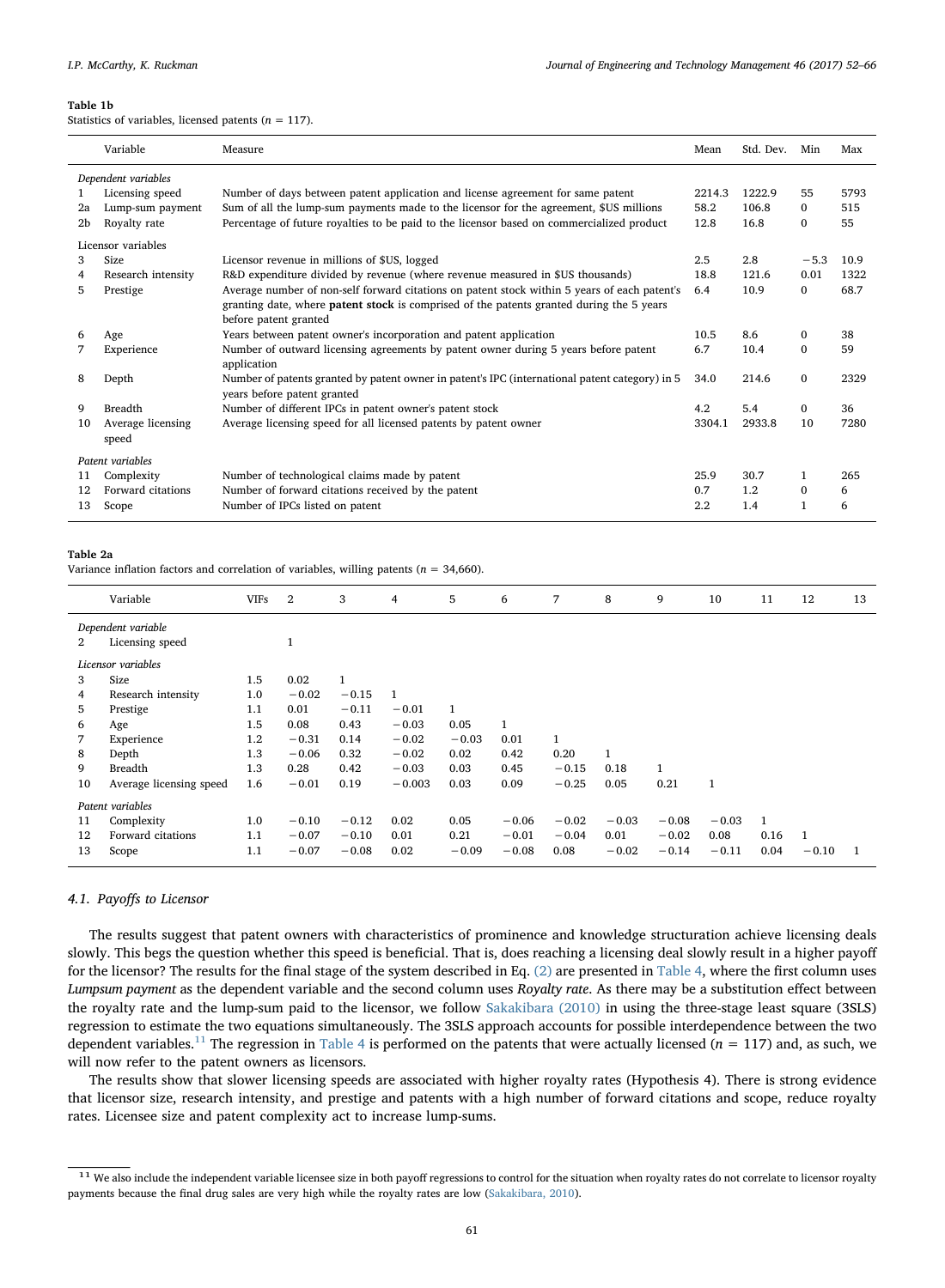**Table 1b**
Statistics of variables, licensed patents ($n$ = 117).

| | Variable | Measure | Mean | Std. Dev. | Min | Max |
|---|---|---|---|---|---|---|
| | *Dependent variables* | | | | | |
| 1 | Licensing speed | Number of days between patent application and license agreement for same patent | 2214.3 | 1222.9 | 55 | 5793 |
| 2a | Lump-sum payment | Sum of all the lump-sum payments made to the licensor for the agreement, $US millions | 58.2 | 106.8 | 0 | 515 |
| 2b | Royalty rate | Percentage of future royalties to be paid to the licensor based on commercialized product | 12.8 | 16.8 | 0 | 55 |
| | Licensor variables | | | | | |
| 3 | Size | Licensor revenue in millions of $US, logged | 2.5 | 2.8 | −5.3 | 10.9 |
| 4 | Research intensity | R&D expenditure divided by revenue (where revenue measured in $US thousands) | 18.8 | 121.6 | 0.01 | 1322 |
| 5 | Prestige | Average number of non-self forward citations on patent stock within 5 years of each patent's granting date, where **patent stock** is comprised of the patents granted during the 5 years before patent granted | 6.4 | 10.9 | 0 | 68.7 |
| 6 | Age | Years between patent owner's incorporation and patent application | 10.5 | 8.6 | 0 | 38 |
| 7 | Experience | Number of outward licensing agreements by patent owner during 5 years before patent application | 6.7 | 10.4 | 0 | 59 |
| 8 | Depth | Number of patents granted by patent owner in patent's IPC (international patent category) in 5 years before patent granted | 34.0 | 214.6 | 0 | 2329 |
| 9 | Breadth | Number of different IPCs in patent owner's patent stock | 4.2 | 5.4 | 0 | 36 |
| 10 | Average licensing speed | Average licensing speed for all licensed patents by patent owner | 3304.1 | 2933.8 | 10 | 7280 |
| | *Patent variables* | | | | | |
| 11 | Complexity | Number of technological claims made by patent | 25.9 | 30.7 | 1 | 265 |
| 12 | Forward citations | Number of forward citations received by the patent | 0.7 | 1.2 | 0 | 6 |
| 13 | Scope | Number of IPCs listed on patent | 2.2 | 1.4 | 1 | 6 |

**Table 2a**
Variance inflation factors and correlation of variables, willing patents ($n$ = 34,660).

| | Variable | VIFs | 2 | 3 | 4 | 5 | 6 | 7 | 8 | 9 | 10 | 11 | 12 | 13 |
|---|---|---|---|---|---|---|---|---|---|---|---|---|---|---|
| | *Dependent variable* | | | | | | | | | | | | | |
| 2 | Licensing speed | | 1 | | | | | | | | | | | |
| | *Licensor variables* | | | | | | | | | | | | | |
| 3 | Size | 1.5 | 0.02 | 1 | | | | | | | | | | |
| 4 | Research intensity | 1.0 | −0.02 | −0.15 | 1 | | | | | | | | | |
| 5 | Prestige | 1.1 | 0.01 | −0.11 | −0.01 | 1 | | | | | | | | |
| 6 | Age | 1.5 | 0.08 | 0.43 | −0.03 | 0.05 | 1 | | | | | | | |
| 7 | Experience | 1.2 | −0.31 | 0.14 | −0.02 | −0.03 | 0.01 | 1 | | | | | | |
| 8 | Depth | 1.3 | −0.06 | 0.32 | −0.02 | 0.02 | 0.42 | 0.20 | 1 | | | | | |
| 9 | Breadth | 1.3 | 0.28 | 0.42 | −0.03 | 0.03 | 0.45 | −0.15 | 0.18 | 1 | | | | |
| 10 | Average licensing speed | 1.6 | −0.01 | 0.19 | −0.003 | 0.03 | 0.09 | −0.25 | 0.05 | 0.21 | 1 | | | |
| | *Patent variables* | | | | | | | | | | | | | |
| 11 | Complexity | 1.0 | −0.10 | −0.12 | 0.02 | 0.05 | −0.06 | −0.02 | −0.03 | −0.08 | −0.03 | 1 | | |
| 12 | Forward citations | 1.1 | −0.07 | −0.10 | 0.01 | 0.21 | −0.01 | −0.04 | 0.01 | −0.02 | 0.08 | 0.16 | 1 | |
| 13 | Scope | 1.1 | −0.07 | −0.08 | 0.02 | −0.09 | −0.08 | 0.08 | −0.02 | −0.14 | −0.11 | 0.04 | −0.10 | 1 |

### 4.1. Payoffs to Licensor

The results suggest that patent owners with characteristics of prominence and knowledge structuration achieve licensing deals slowly. This begs the question whether this speed is beneficial. That is, does reaching a licensing deal slowly result in a higher payoff for the licensor? The results for the final stage of the system described in Eq. (2) are presented in Table 4, where the first column uses *Lumpsum payment* as the dependent variable and the second column uses *Royalty rate*. As there may be a substitution effect between the royalty rate and the lump-sum paid to the licensor, we follow Sakakibara (2010) in using the three-stage least square (3SLS) regression to estimate the two equations simultaneously. The 3SLS approach accounts for possible interdependence between the two dependent variables.[11] The regression in Table 4 is performed on the patents that were actually licensed ($n$ = 117) and, as such, we will now refer to the patent owners as licensors.

The results show that slower licensing speeds are associated with higher royalty rates (Hypothesis 4). There is strong evidence that licensor size, research intensity, and prestige and patents with a high number of forward citations and scope, reduce royalty rates. Licensee size and patent complexity act to increase lump-sums.

[11] We also include the independent variable licensee size in both payoff regressions to control for the situation when royalty rates do not correlate to licensor royalty payments because the final drug sales are very high while the royalty rates are low (Sakakibara, 2010).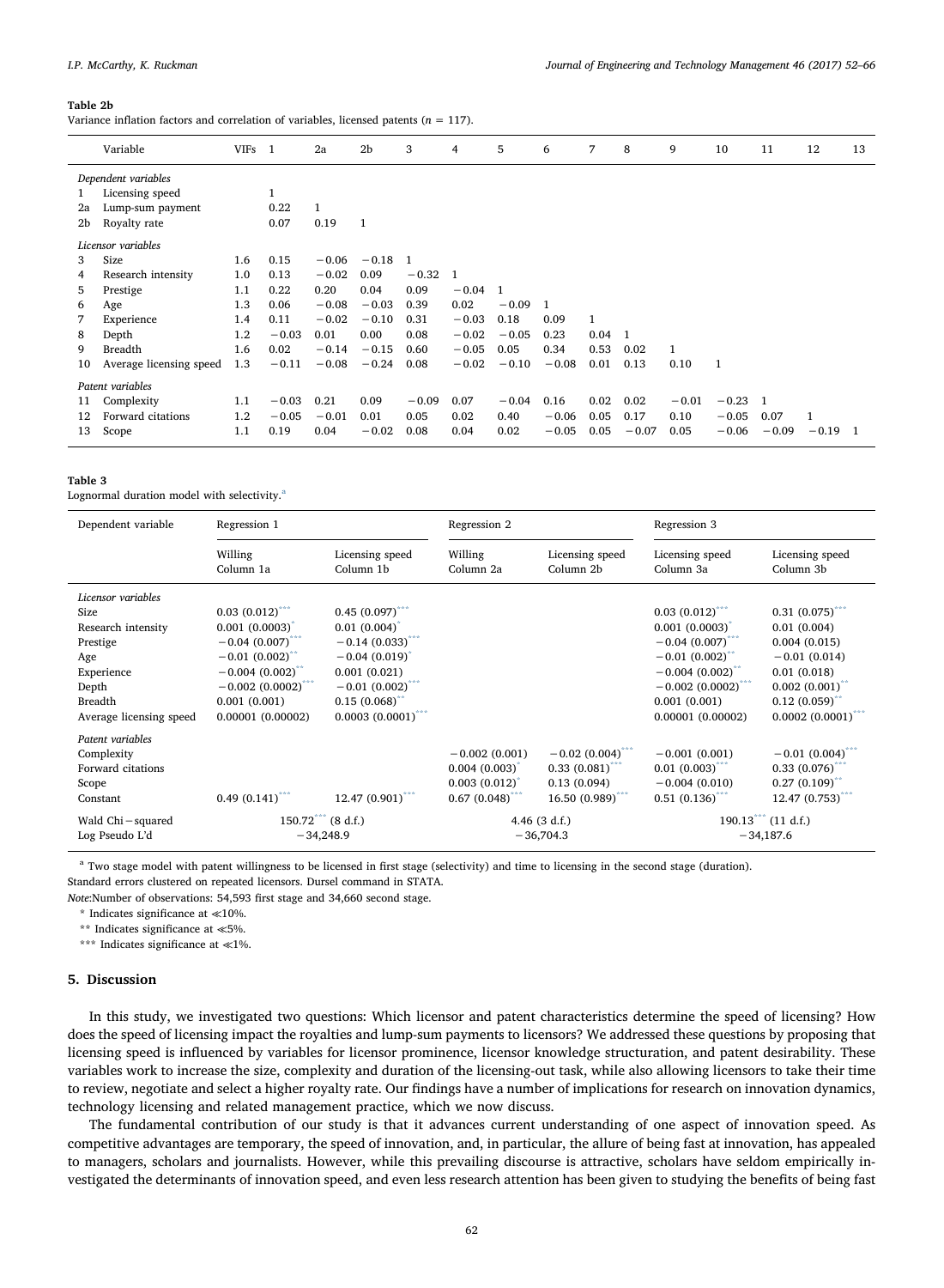**Table 2b**
Variance inflation factors and correlation of variables, licensed patents ($n$ = 117).

| | Variable | VIFs | 1 | 2a | 2b | 3 | 4 | 5 | 6 | 7 | 8 | 9 | 10 | 11 | 12 | 13 |
|---|---|---|---|---|---|---|---|---|---|---|---|---|---|---|---|---|
| | *Dependent variables* | | | | | | | | | | | | | | | |
| 1 | Licensing speed | | 1 | | | | | | | | | | | | | |
| 2a | Lump-sum payment | | 0.22 | 1 | | | | | | | | | | | | |
| 2b | Royalty rate | | 0.07 | 0.19 | 1 | | | | | | | | | | | |
| | *Licensor variables* | | | | | | | | | | | | | | | |
| 3 | Size | 1.6 | 0.15 | −0.06 | −0.18 | 1 | | | | | | | | | | |
| 4 | Research intensity | 1.0 | 0.13 | −0.02 | 0.09 | −0.32 | 1 | | | | | | | | | |
| 5 | Prestige | 1.1 | 0.22 | 0.20 | 0.04 | 0.09 | −0.04 | 1 | | | | | | | | |
| 6 | Age | 1.3 | 0.06 | −0.08 | −0.03 | 0.39 | 0.02 | −0.09 | 1 | | | | | | | |
| 7 | Experience | 1.4 | 0.11 | −0.02 | −0.10 | 0.31 | −0.03 | 0.18 | 0.09 | 1 | | | | | | |
| 8 | Depth | 1.2 | −0.03 | 0.01 | 0.00 | 0.08 | −0.02 | −0.05 | 0.23 | 0.04 | 1 | | | | | |
| 9 | Breadth | 1.6 | 0.02 | −0.14 | −0.15 | 0.60 | −0.05 | 0.05 | 0.34 | 0.53 | 0.02 | 1 | | | | |
| 10 | Average licensing speed | 1.3 | −0.11 | −0.08 | −0.24 | 0.08 | −0.02 | −0.10 | −0.08 | 0.01 | 0.13 | 0.10 | 1 | | | |
| | *Patent variables* | | | | | | | | | | | | | | | |
| 11 | Complexity | 1.1 | −0.03 | 0.21 | 0.09 | −0.09 | 0.07 | −0.04 | 0.16 | 0.02 | 0.02 | −0.01 | −0.23 | 1 | | |
| 12 | Forward citations | 1.2 | −0.05 | −0.01 | 0.01 | 0.05 | 0.02 | 0.40 | −0.06 | 0.05 | 0.17 | 0.10 | −0.05 | 0.07 | 1 | |
| 13 | Scope | 1.1 | 0.19 | 0.04 | −0.02 | 0.08 | 0.04 | 0.02 | −0.05 | 0.05 | −0.07 | 0.05 | −0.06 | −0.09 | −0.19 | 1 |

**Table 3**
Lognormal duration model with selectivity.[a]

| Dependent variable | Regression 1 | | Regression 2 | | Regression 3 | |
|---|---|---|---|---|---|---|
| | Willing Column 1a | Licensing speed Column 1b | Willing Column 2a | Licensing speed Column 2b | Licensing speed Column 3a | Licensing speed Column 3b |
| *Licensor variables* | | | | | | |
| Size | 0.03 (0.012)*** | 0.45 (0.097)*** | | | 0.03 (0.012)*** | 0.31 (0.075)*** |
| Research intensity | 0.001 (0.0003)* | 0.01 (0.004)* | | | 0.001 (0.0003)* | 0.01 (0.004) |
| Prestige | −0.04 (0.007)*** | −0.14 (0.033)*** | | | −0.04 (0.007)*** | 0.004 (0.015) |
| Age | −0.01 (0.002)** | −0.04 (0.019)* | | | −0.01 (0.002)** | −0.01 (0.014) |
| Experience | −0.004 (0.002)** | 0.001 (0.021) | | | −0.004 (0.002)** | 0.01 (0.018) |
| Depth | −0.002 (0.0002)*** | −0.01 (0.002)*** | | | −0.002 (0.0002)*** | 0.002 (0.001)** |
| Breadth | 0.001 (0.001) | 0.15 (0.068)** | | | 0.001 (0.001) | 0.12 (0.059)** |
| Average licensing speed | 0.00001 (0.00002) | 0.0003 (0.0001)*** | | | 0.00001 (0.00002) | 0.0002 (0.0001)*** |
| *Patent variables* | | | | | | |
| Complexity | | | −0.002 (0.001) | −0.02 (0.004)*** | −0.001 (0.001) | −0.01 (0.004)*** |
| Forward citations | | | 0.004 (0.003)* | 0.33 (0.081)*** | 0.01 (0.003)*** | 0.33 (0.076)*** |
| Scope | | | 0.003 (0.012)* | 0.13 (0.094) | −0.004 (0.010) | 0.27 (0.109)** |
| Constant | 0.49 (0.141)*** | 12.47 (0.901)*** | 0.67 (0.048)*** | 16.50 (0.989)*** | 0.51 (0.136)*** | 12.47 (0.753)*** |
| Wald Chi − squared | 150.72*** (8 d.f.) | | 4.46 (3 d.f.) | | 190.13*** (11 d.f.) | |
| Log Pseudo L'd | −34,248.9 | | −36,704.3 | | −34,187.6 | |

[a] Two stage model with patent willingness to be licensed in first stage (selectivity) and time to licensing in the second stage (duration).
Standard errors clustered on repeated licensors. Dursel command in STATA.
*Note*: Number of observations: 54,593 first stage and 34,660 second stage.
* Indicates significance at ≪10%.
** Indicates significance at ≪5%.
*** Indicates significance at ≪1%.

## 5. Discussion

In this study, we investigated two questions: Which licensor and patent characteristics determine the speed of licensing? How does the speed of licensing impact the royalties and lump-sum payments to licensors? We addressed these questions by proposing that licensing speed is influenced by variables for licensor prominence, licensor knowledge structuration, and patent desirability. These variables work to increase the size, complexity and duration of the licensing-out task, while also allowing licensors to take their time to review, negotiate and select a higher royalty rate. Our findings have a number of implications for research on innovation dynamics, technology licensing and related management practice, which we now discuss.

The fundamental contribution of our study is that it advances current understanding of one aspect of innovation speed. As competitive advantages are temporary, the speed of innovation, and, in particular, the allure of being fast at innovation, has appealed to managers, scholars and journalists. However, while this prevailing discourse is attractive, scholars have seldom empirically investigated the determinants of innovation speed, and even less research attention has been given to studying the benefits of being fast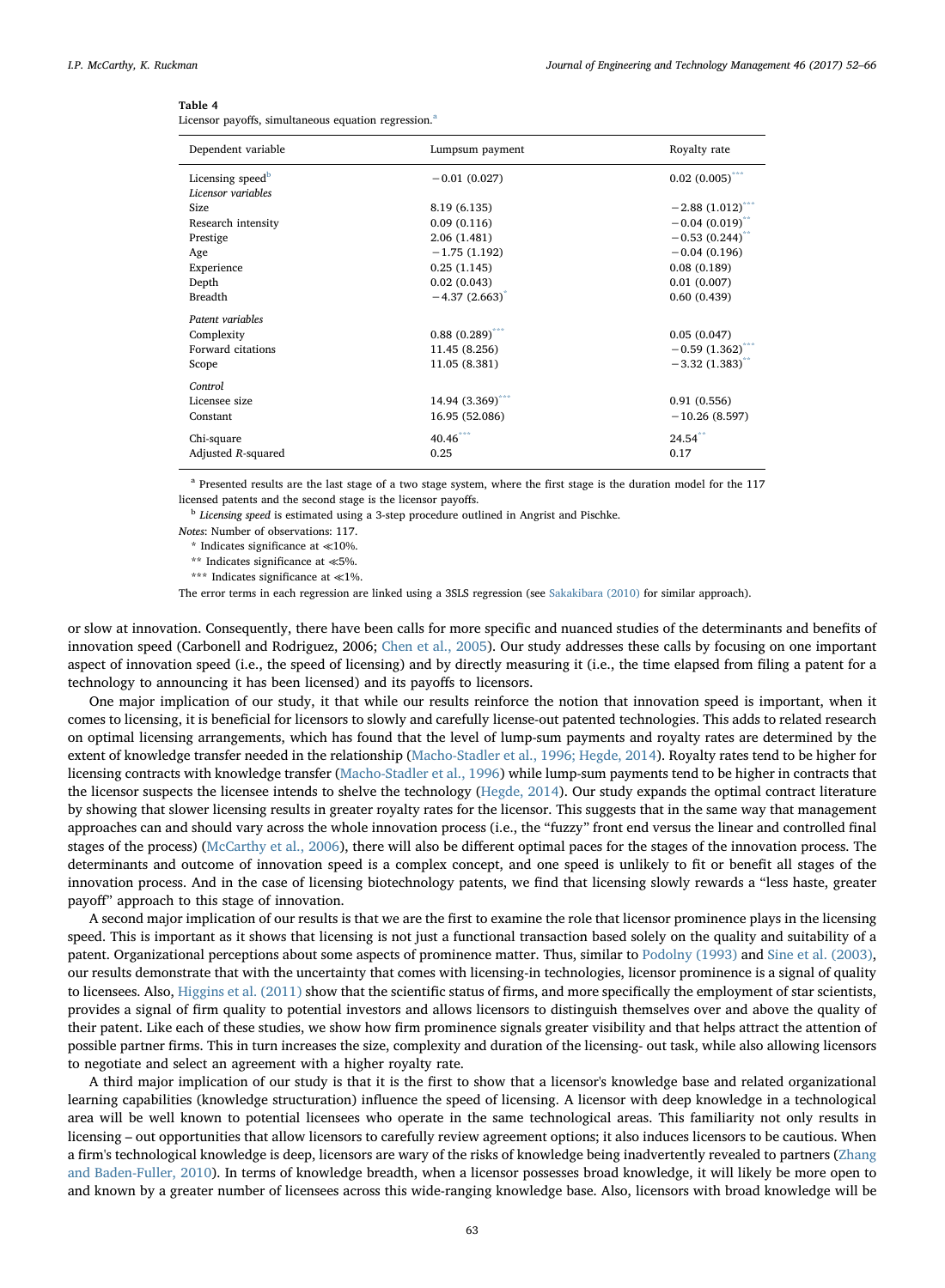**Table 4**
Licensor payoffs, simultaneous equation regression.[a]

| Dependent variable | Lumpsum payment | Royalty rate |
|---|---|---|
| Licensing speed[b] | −0.01 (0.027) | 0.02 (0.005)*** |
| *Licensor variables* | | |
| Size | 8.19 (6.135) | −2.88 (1.012)*** |
| Research intensity | 0.09 (0.116) | −0.04 (0.019)** |
| Prestige | 2.06 (1.481) | −0.53 (0.244)** |
| Age | −1.75 (1.192) | −0.04 (0.196) |
| Experience | 0.25 (1.145) | 0.08 (0.189) |
| Depth | 0.02 (0.043) | 0.01 (0.007) |
| Breadth | −4.37 (2.663)* | 0.60 (0.439) |
| *Patent variables* | | |
| Complexity | 0.88 (0.289)*** | 0.05 (0.047) |
| Forward citations | 11.45 (8.256) | −0.59 (1.362)*** |
| Scope | 11.05 (8.381) | −3.32 (1.383)** |
| *Control* | | |
| Licensee size | 14.94 (3.369)*** | 0.91 (0.556) |
| Constant | 16.95 (52.086) | −10.26 (8.597) |
| Chi-square | 40.46*** | 24.54** |
| Adjusted *R*-squared | 0.25 | 0.17 |

[a] Presented results are the last stage of a two stage system, where the first stage is the duration model for the 117 licensed patents and the second stage is the licensor payoffs.

[b] *Licensing speed* is estimated using a 3-step procedure outlined in Angrist and Pischke.

*Notes*: Number of observations: 117.

\* Indicates significance at ≪10%.

\*\* Indicates significance at ≪5%.

\*\*\* Indicates significance at ≪1%.

The error terms in each regression are linked using a 3SLS regression (see Sakakibara (2010) for similar approach).

or slow at innovation. Consequently, there have been calls for more specific and nuanced studies of the determinants and benefits of innovation speed (Carbonell and Rodriguez, 2006; Chen et al., 2005). Our study addresses these calls by focusing on one important aspect of innovation speed (i.e., the speed of licensing) and by directly measuring it (i.e., the time elapsed from filing a patent for a technology to announcing it has been licensed) and its payoffs to licensors.

One major implication of our study, it that while our results reinforce the notion that innovation speed is important, when it comes to licensing, it is beneficial for licensors to slowly and carefully license-out patented technologies. This adds to related research on optimal licensing arrangements, which has found that the level of lump-sum payments and royalty rates are determined by the extent of knowledge transfer needed in the relationship (Macho-Stadler et al., 1996; Hegde, 2014). Royalty rates tend to be higher for licensing contracts with knowledge transfer (Macho-Stadler et al., 1996) while lump-sum payments tend to be higher in contracts that the licensor suspects the licensee intends to shelve the technology (Hegde, 2014). Our study expands the optimal contract literature by showing that slower licensing results in greater royalty rates for the licensor. This suggests that in the same way that management approaches can and should vary across the whole innovation process (i.e., the "fuzzy" front end versus the linear and controlled final stages of the process) (McCarthy et al., 2006), there will also be different optimal paces for the stages of the innovation process. The determinants and outcome of innovation speed is a complex concept, and one speed is unlikely to fit or benefit all stages of the innovation process. And in the case of licensing biotechnology patents, we find that licensing slowly rewards a "less haste, greater payoff" approach to this stage of innovation.

A second major implication of our results is that we are the first to examine the role that licensor prominence plays in the licensing speed. This is important as it shows that licensing is not just a functional transaction based solely on the quality and suitability of a patent. Organizational perceptions about some aspects of prominence matter. Thus, similar to Podolny (1993) and Sine et al. (2003), our results demonstrate that with the uncertainty that comes with licensing-in technologies, licensor prominence is a signal of quality to licensees. Also, Higgins et al. (2011) show that the scientific status of firms, and more specifically the employment of star scientists, provides a signal of firm quality to potential investors and allows licensors to distinguish themselves over and above the quality of their patent. Like each of these studies, we show how firm prominence signals greater visibility and that helps attract the attention of possible partner firms. This in turn increases the size, complexity and duration of the licensing- out task, while also allowing licensors to negotiate and select an agreement with a higher royalty rate.

A third major implication of our study is that it is the first to show that a licensor's knowledge base and related organizational learning capabilities (knowledge structuration) influence the speed of licensing. A licensor with deep knowledge in a technological area will be well known to potential licensees who operate in the same technological areas. This familiarity not only results in licensing – out opportunities that allow licensors to carefully review agreement options; it also induces licensors to be cautious. When a firm's technological knowledge is deep, licensors are wary of the risks of knowledge being inadvertently revealed to partners (Zhang and Baden-Fuller, 2010). In terms of knowledge breadth, when a licensor possesses broad knowledge, it will likely be more open to and known by a greater number of licensees across this wide-ranging knowledge base. Also, licensors with broad knowledge will be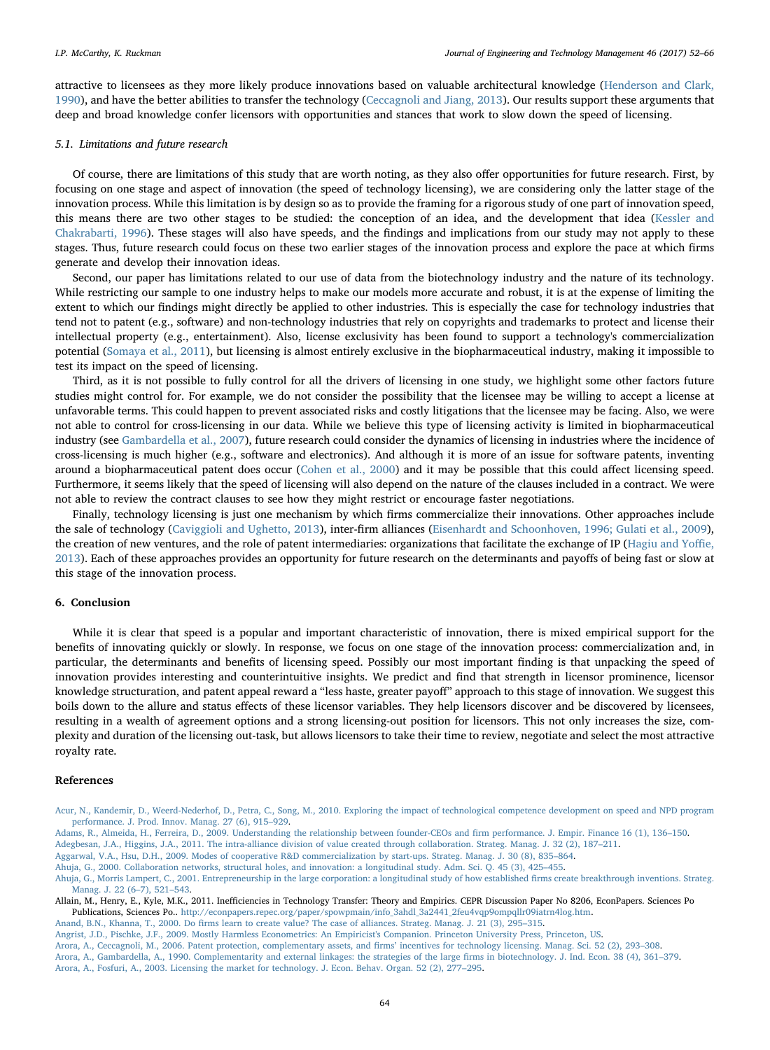attractive to licensees as they more likely produce innovations based on valuable architectural knowledge (Henderson and Clark, 1990), and have the better abilities to transfer the technology (Ceccagnoli and Jiang, 2013). Our results support these arguments that deep and broad knowledge confer licensors with opportunities and stances that work to slow down the speed of licensing.

### 5.1. Limitations and future research

Of course, there are limitations of this study that are worth noting, as they also offer opportunities for future research. First, by focusing on one stage and aspect of innovation (the speed of technology licensing), we are considering only the latter stage of the innovation process. While this limitation is by design so as to provide the framing for a rigorous study of one part of innovation speed, this means there are two other stages to be studied: the conception of an idea, and the development that idea (Kessler and Chakrabarti, 1996). These stages will also have speeds, and the findings and implications from our study may not apply to these stages. Thus, future research could focus on these two earlier stages of the innovation process and explore the pace at which firms generate and develop their innovation ideas.

Second, our paper has limitations related to our use of data from the biotechnology industry and the nature of its technology. While restricting our sample to one industry helps to make our models more accurate and robust, it is at the expense of limiting the extent to which our findings might directly be applied to other industries. This is especially the case for technology industries that tend not to patent (e.g., software) and non-technology industries that rely on copyrights and trademarks to protect and license their intellectual property (e.g., entertainment). Also, license exclusivity has been found to support a technology's commercialization potential (Somaya et al., 2011), but licensing is almost entirely exclusive in the biopharmaceutical industry, making it impossible to test its impact on the speed of licensing.

Third, as it is not possible to fully control for all the drivers of licensing in one study, we highlight some other factors future studies might control for. For example, we do not consider the possibility that the licensee may be willing to accept a license at unfavorable terms. This could happen to prevent associated risks and costly litigations that the licensee may be facing. Also, we were not able to control for cross-licensing in our data. While we believe this type of licensing activity is limited in biopharmaceutical industry (see Gambardella et al., 2007), future research could consider the dynamics of licensing in industries where the incidence of cross-licensing is much higher (e.g., software and electronics). And although it is more of an issue for software patents, inventing around a biopharmaceutical patent does occur (Cohen et al., 2000) and it may be possible that this could affect licensing speed. Furthermore, it seems likely that the speed of licensing will also depend on the nature of the clauses included in a contract. We were not able to review the contract clauses to see how they might restrict or encourage faster negotiations.

Finally, technology licensing is just one mechanism by which firms commercialize their innovations. Other approaches include the sale of technology (Caviggioli and Ughetto, 2013), inter-firm alliances (Eisenhardt and Schoonhoven, 1996; Gulati et al., 2009), the creation of new ventures, and the role of patent intermediaries: organizations that facilitate the exchange of IP (Hagiu and Yoffie, 2013). Each of these approaches provides an opportunity for future research on the determinants and payoffs of being fast or slow at this stage of the innovation process.

## 6. Conclusion

While it is clear that speed is a popular and important characteristic of innovation, there is mixed empirical support for the benefits of innovating quickly or slowly. In response, we focus on one stage of the innovation process: commercialization and, in particular, the determinants and benefits of licensing speed. Possibly our most important finding is that unpacking the speed of innovation provides interesting and counterintuitive insights. We predict and find that strength in licensor prominence, licensor knowledge structuration, and patent appeal reward a "less haste, greater payoff" approach to this stage of innovation. We suggest this boils down to the allure and status effects of these licensor variables. They help licensors discover and be discovered by licensees, resulting in a wealth of agreement options and a strong licensing-out position for licensors. This not only increases the size, complexity and duration of the licensing out-task, but allows licensors to take their time to review, negotiate and select the most attractive royalty rate.

## References

Acur, N., Kandemir, D., Weerd-Nederhof, D., Petra, C., Song, M., 2010. Exploring the impact of technological competence development on speed and NPD program performance. J. Prod. Innov. Manag. 27 (6), 915–929.

Adams, R., Almeida, H., Ferreira, D., 2009. Understanding the relationship between founder-CEOs and firm performance. J. Empir. Finance 16 (1), 136–150.

Adegbesan, J.A., Higgins, J.A., 2011. The intra-alliance division of value created through collaboration. Strateg. Manag. J. 32 (2), 187–211.

Aggarwal, V.A., Hsu, D.H., 2009. Modes of cooperative R&D commercialization by start-ups. Strateg. Manag. J. 30 (8), 835–864.

Ahuja, G., 2000. Collaboration networks, structural holes, and innovation: a longitudinal study. Adm. Sci. Q. 45 (3), 425–455.

Ahuja, G., Morris Lampert, C., 2001. Entrepreneurship in the large corporation: a longitudinal study of how established firms create breakthrough inventions. Strateg. Manag. J. 22 (6–7), 521–543.

Allain, M., Henry, E., Kyle, M.K., 2011. Inefficiencies in Technology Transfer: Theory and Empirics. CEPR Discussion Paper No 8206, EconPapers. Sciences Po Publications, Sciences Po.. http://econpapers.repec.org/paper/spowpmain/info_3ahdl_3a2441_2feu4vqp9ompqllr09iatrn4log.htm.

Anand, B.N., Khanna, T., 2000. Do firms learn to create value? The case of alliances. Strateg. Manag. J. 21 (3), 295–315.

Angrist, J.D., Pischke, J.F., 2009. Mostly Harmless Econometrics: An Empiricist's Companion. Princeton University Press, Princeton, US.

Arora, A., Ceccagnoli, M., 2006. Patent protection, complementary assets, and firms' incentives for technology licensing. Manag. Sci. 52 (2), 293–308.

Arora, A., Gambardella, A., 1990. Complementarity and external linkages: the strategies of the large firms in biotechnology. J. Ind. Econ. 38 (4), 361–379.

Arora, A., Fosfuri, A., 2003. Licensing the market for technology. J. Econ. Behav. Organ. 52 (2), 277–295.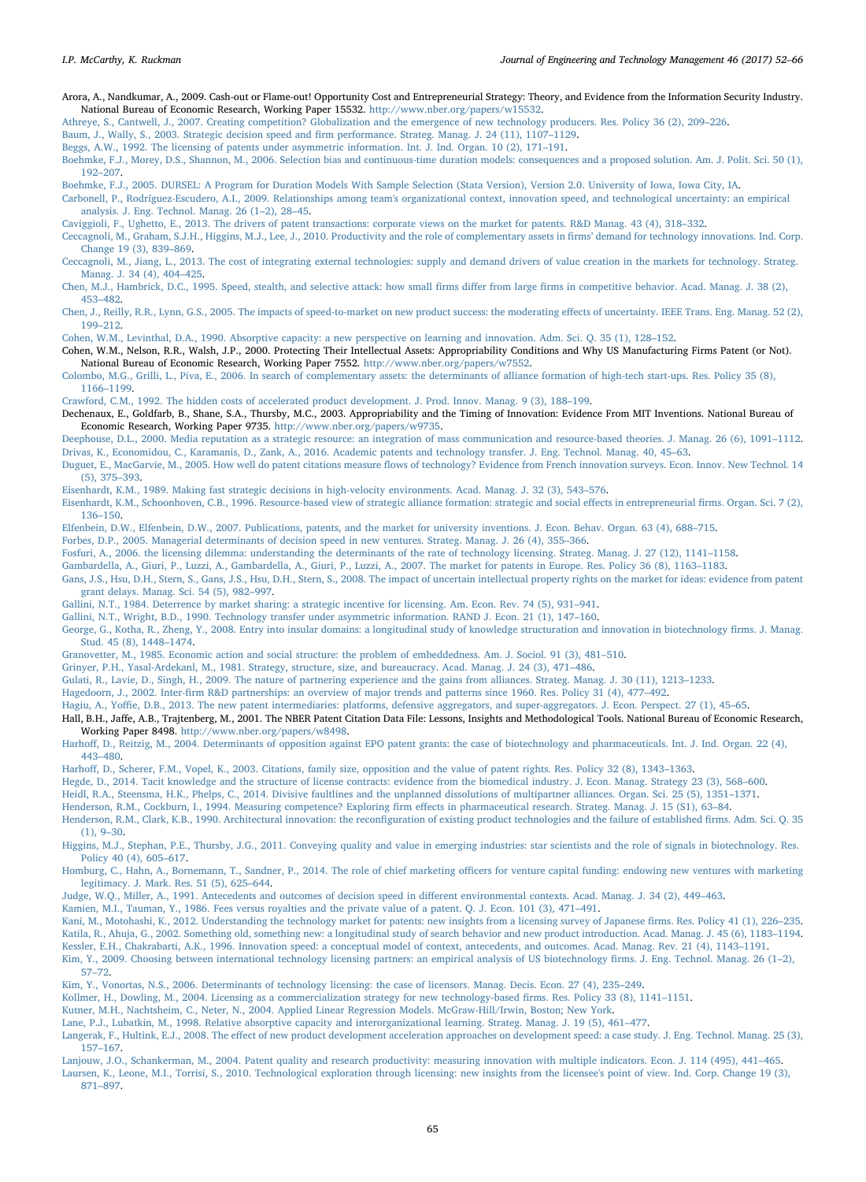Arora, A., Nandkumar, A., 2009. Cash-out or Flame-out! Opportunity Cost and Entrepreneurial Strategy: Theory, and Evidence from the Information Security Industry. National Bureau of Economic Research, Working Paper 15532. http://www.nber.org/papers/w15532.

Athreye, S., Cantwell, J., 2007. Creating competition? Globalization and the emergence of new technology producers. Res. Policy 36 (2), 209–226.

Baum, J., Wally, S., 2003. Strategic decision speed and firm performance. Strateg. Manag. J. 24 (11), 1107–1129.

Beggs, A.W., 1992. The licensing of patents under asymmetric information. Int. J. Ind. Organ. 10 (2), 171–191.

Boehmke, F.J., Morey, D.S., Shannon, M., 2006. Selection bias and continuous-time duration models: consequences and a proposed solution. Am. J. Polit. Sci. 50 (1), 192–207.

Boehmke, F.J., 2005. DURSEL: A Program for Duration Models With Sample Selection (Stata Version), Version 2.0. University of Iowa, Iowa City, IA.

Carbonell, P., Rodríguez-Escudero, A.I., 2009. Relationships among team's organizational context, innovation speed, and technological uncertainty: an empirical analysis. J. Eng. Technol. Manag. 26 (1–2), 28–45.

Caviggioli, F., Ughetto, E., 2013. The drivers of patent transactions: corporate views on the market for patents. R&D Manag. 43 (4), 318–332.

Ceccagnoli, M., Graham, S.J.H., Higgins, M.J., Lee, J., 2010. Productivity and the role of complementary assets in firms' demand for technology innovations. Ind. Corp. Change 19 (3), 839–869.

Ceccagnoli, M., Jiang, L., 2013. The cost of integrating external technologies: supply and demand drivers of value creation in the markets for technology. Strateg. Manag. J. 34 (4), 404–425.

Chen, M.J., Hambrick, D.C., 1995. Speed, stealth, and selective attack: how small firms differ from large firms in competitive behavior. Acad. Manag. J. 38 (2), 453–482.

Chen, J., Reilly, R.R., Lynn, G.S., 2005. The impacts of speed-to-market on new product success: the moderating effects of uncertainty. IEEE Trans. Eng. Manag. 52 (2), 199–212.

Cohen, W.M., Levinthal, D.A., 1990. Absorptive capacity: a new perspective on learning and innovation. Adm. Sci. Q. 35 (1), 128–152.

Cohen, W.M., Nelson, R.R., Walsh, J.P., 2000. Protecting Their Intellectual Assets: Appropriability Conditions and Why US Manufacturing Firms Patent (or Not). National Bureau of Economic Research, Working Paper 7552. http://www.nber.org/papers/w7552.

Colombo, M.G., Grilli, L., Piva, E., 2006. In search of complementary assets: the determinants of alliance formation of high-tech start-ups. Res. Policy 35 (8), 1166–1199.

Crawford, C.M., 1992. The hidden costs of accelerated product development. J. Prod. Innov. Manag. 9 (3), 188–199.

Dechenaux, E., Goldfarb, B., Shane, S.A., Thursby, M.C., 2003. Appropriability and the Timing of Innovation: Evidence From MIT Inventions. National Bureau of Economic Research, Working Paper 9735. http://www.nber.org/papers/w9735.

Deephouse, D.L., 2000. Media reputation as a strategic resource: an integration of mass communication and resource-based theories. J. Manag. 26 (6), 1091–1112.

Drivas, K., Economidou, C., Karamanis, D., Zank, A., 2016. Academic patents and technology transfer. J. Eng. Technol. Manag. 40, 45–63.

Duguet, E., MacGarvie, M., 2005. How well do patent citations measure flows of technology? Evidence from French innovation surveys. Econ. Innov. New Technol. 14 (5), 375–393.

Eisenhardt, K.M., 1989. Making fast strategic decisions in high-velocity environments. Acad. Manag. J. 32 (3), 543–576.

Eisenhardt, K.M., Schoonhoven, C.B., 1996. Resource-based view of strategic alliance formation: strategic and social effects in entrepreneurial firms. Organ. Sci. 7 (2), 136–150.

Elfenbein, D.W., Elfenbein, D.W., 2007. Publications, patents, and the market for university inventions. J. Econ. Behav. Organ. 63 (4), 688–715.

Forbes, D.P., 2005. Managerial determinants of decision speed in new ventures. Strateg. Manag. J. 26 (4), 355–366.

Fosfuri, A., 2006. the licensing dilemma: understanding the determinants of the rate of technology licensing. Strateg. Manag. J. 27 (12), 1141–1158.

Gambardella, A., Giuri, P., Luzzi, A., Gambardella, A., Giuri, P., Luzzi, A., 2007. The market for patents in Europe. Res. Policy 36 (8), 1163–1183.

Gans, J.S., Hsu, D.H., Stern, S., Gans, J.S., Hsu, D.H., Stern, S., 2008. The impact of uncertain intellectual property rights on the market for ideas: evidence from patent grant delays. Manag. Sci. 54 (5), 982–997.

Gallini, N.T., 1984. Deterrence by market sharing: a strategic incentive for licensing. Am. Econ. Rev. 74 (5), 931–941.

Gallini, N.T., Wright, B.D., 1990. Technology transfer under asymmetric information. RAND J. Econ. 21 (1), 147–160.

George, G., Kotha, R., Zheng, Y., 2008. Entry into insular domains: a longitudinal study of knowledge structuration and innovation in biotechnology firms. J. Manag. Stud. 45 (8), 1448–1474.

Granovetter, M., 1985. Economic action and social structure: the problem of embeddedness. Am. J. Sociol. 91 (3), 481–510.

Grinyer, P.H., Yasal-Ardekanl, M., 1981. Strategy, structure, size, and bureaucracy. Acad. Manag. J. 24 (3), 471–486.

Gulati, R., Lavie, D., Singh, H., 2009. The nature of partnering experience and the gains from alliances. Strateg. Manag. J. 30 (11), 1213–1233.

Hagedoorn, J., 2002. Inter-firm R&D partnerships: an overview of major trends and patterns since 1960. Res. Policy 31 (4), 477–492.

Hagiu, A., Yoffie, D.B., 2013. The new patent intermediaries: platforms, defensive aggregators, and super-aggregators. J. Econ. Perspect. 27 (1), 45–65.

Hall, B.H., Jaffe, A.B., Trajtenberg, M., 2001. The NBER Patent Citation Data File: Lessons, Insights and Methodological Tools. National Bureau of Economic Research, Working Paper 8498. http://www.nber.org/papers/w8498.

Harhoff, D., Reitzig, M., 2004. Determinants of opposition against EPO patent grants: the case of biotechnology and pharmaceuticals. Int. J. Ind. Organ. 22 (4), 443–480.

Harhoff, D., Scherer, F.M., Vopel, K., 2003. Citations, family size, opposition and the value of patent rights. Res. Policy 32 (8), 1343–1363.

Hegde, D., 2014. Tacit knowledge and the structure of license contracts: evidence from the biomedical industry. J. Econ. Manag. Strategy 23 (3), 568–600.

Heidl, R.A., Steensma, H.K., Phelps, C., 2014. Divisive faultlines and the unplanned dissolutions of multipartner alliances. Organ. Sci. 25 (5), 1351–1371.

Henderson, R.M., Cockburn, I., 1994. Measuring competence? Exploring firm effects in pharmaceutical research. Strateg. Manag. J. 15 (S1), 63–84.

Henderson, R.M., Clark, K.B., 1990. Architectural innovation: the reconfiguration of existing product technologies and the failure of established firms. Adm. Sci. Q. 35 (1), 9–30.

Higgins, M.J., Stephan, P.E., Thursby, J.G., 2011. Conveying quality and value in emerging industries: star scientists and the role of signals in biotechnology. Res. Policy 40 (4), 605–617.

Homburg, C., Hahn, A., Bornemann, T., Sandner, P., 2014. The role of chief marketing officers for venture capital funding: endowing new ventures with marketing legitimacy. J. Mark. Res. 51 (5), 625–644.

Judge, W.Q., Miller, A., 1991. Antecedents and outcomes of decision speed in different environmental contexts. Acad. Manag. J. 34 (2), 449–463.

Kamien, M.I., Tauman, Y., 1986. Fees versus royalties and the private value of a patent. Q. J. Econ. 101 (3), 471–491.

Kani, M., Motohashi, K., 2012. Understanding the technology market for patents: new insights from a licensing survey of Japanese firms. Res. Policy 41 (1), 226–235.

Katila, R., Ahuja, G., 2002. Something old, something new: a longitudinal study of search behavior and new product introduction. Acad. Manag. J. 45 (6), 1183–1194.

Kessler, E.H., Chakrabarti, A.K., 1996. Innovation speed: a conceptual model of context, antecedents, and outcomes. Acad. Manag. Rev. 21 (4), 1143–1191.

Kim, Y., 2009. Choosing between international technology licensing partners: an empirical analysis of US biotechnology firms. J. Eng. Technol. Manag. 26 (1–2), 57–72.

Kim, Y., Vonortas, N.S., 2006. Determinants of technology licensing: the case of licensors. Manag. Decis. Econ. 27 (4), 235–249.

Kollmer, H., Dowling, M., 2004. Licensing as a commercialization strategy for new technology-based firms. Res. Policy 33 (8), 1141–1151.

Kutner, M.H., Nachtsheim, C., Neter, N., 2004. Applied Linear Regression Models. McGraw-Hill/Irwin, Boston; New York.

Lane, P.J., Lubatkin, M., 1998. Relative absorptive capacity and interorganizational learning. Strateg. Manag. J. 19 (5), 461–477.

Langerak, F., Hultink, E.J., 2008. The effect of new product development acceleration approaches on development speed: a case study. J. Eng. Technol. Manag. 25 (3), 157–167.

Lanjouw, J.O., Schankerman, M., 2004. Patent quality and research productivity: measuring innovation with multiple indicators. Econ. J. 114 (495), 441–465.

Laursen, K., Leone, M.I., Torrisi, S., 2010. Technological exploration through licensing: new insights from the licensee's point of view. Ind. Corp. Change 19 (3), 871–897.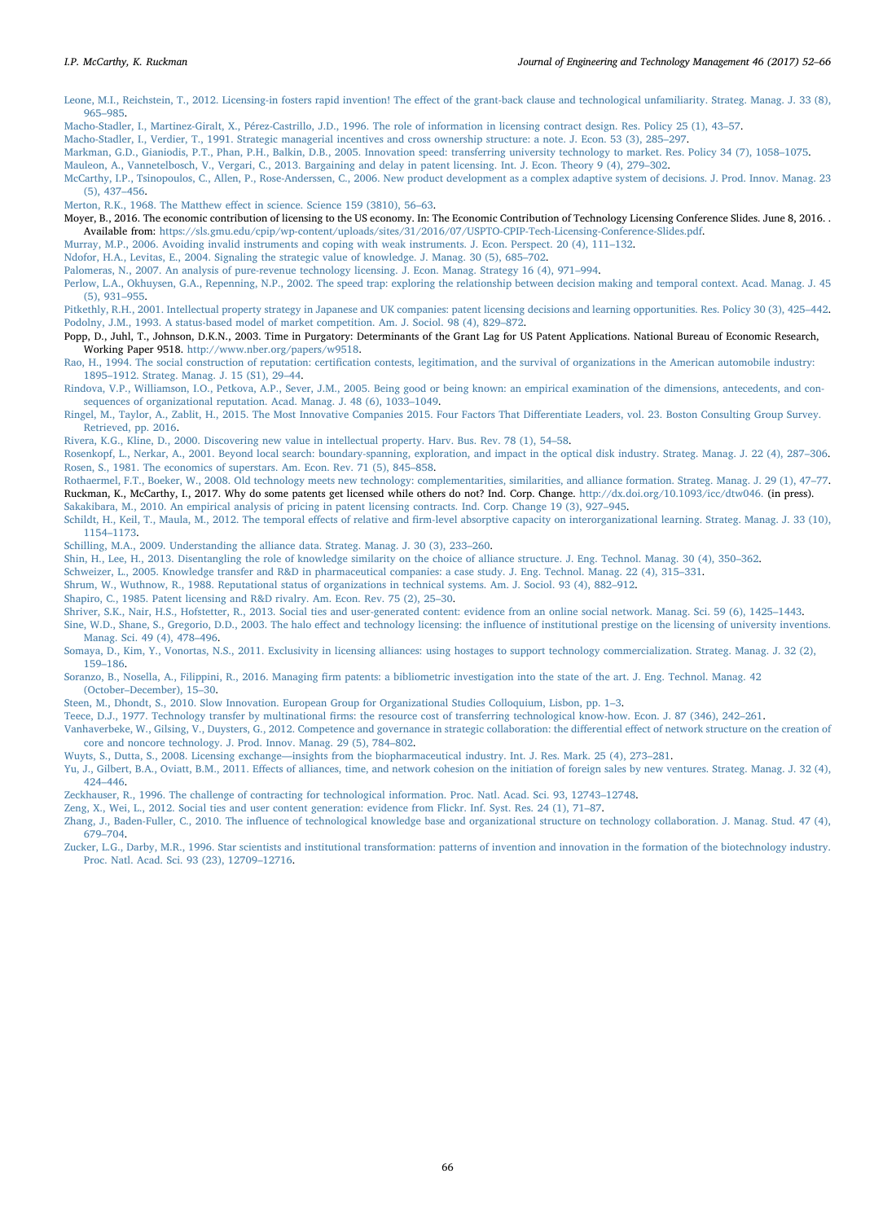Leone, M.I., Reichstein, T., 2012. Licensing-in fosters rapid invention! The effect of the grant-back clause and technological unfamiliarity. Strateg. Manag. J. 33 (8), 965–985.

Macho-Stadler, I., Martinez-Giralt, X., Pérez-Castrillo, J.D., 1996. The role of information in licensing contract design. Res. Policy 25 (1), 43–57.

Macho-Stadler, I., Verdier, T., 1991. Strategic managerial incentives and cross ownership structure: a note. J. Econ. 53 (3), 285–297.

Markman, G.D., Gianiodis, P.T., Phan, P.H., Balkin, D.B., 2005. Innovation speed: transferring university technology to market. Res. Policy 34 (7), 1058–1075.

Mauleon, A., Vannetelbosch, V., Vergari, C., 2013. Bargaining and delay in patent licensing. Int. J. Econ. Theory 9 (4), 279–302.

McCarthy, I.P., Tsinopoulos, C., Allen, P., Rose-Anderssen, C., 2006. New product development as a complex adaptive system of decisions. J. Prod. Innov. Manag. 23 (5), 437–456.

Merton, R.K., 1968. The Matthew effect in science. Science 159 (3810), 56–63.

Moyer, B., 2016. The economic contribution of licensing to the US economy. In: The Economic Contribution of Technology Licensing Conference Slides. June 8, 2016. . Available from: https://sls.gmu.edu/cpip/wp-content/uploads/sites/31/2016/07/USPTO-CPIP-Tech-Licensing-Conference-Slides.pdf.

Murray, M.P., 2006. Avoiding invalid instruments and coping with weak instruments. J. Econ. Perspect. 20 (4), 111–132.

Ndofor, H.A., Levitas, E., 2004. Signaling the strategic value of knowledge. J. Manag. 30 (5), 685–702.

Palomeras, N., 2007. An analysis of pure-revenue technology licensing. J. Econ. Manag. Strategy 16 (4), 971–994.

Perlow, L.A., Okhuysen, G.A., Repenning, N.P., 2002. The speed trap: exploring the relationship between decision making and temporal context. Acad. Manag. J. 45 (5), 931–955.

Pitkethly, R.H., 2001. Intellectual property strategy in Japanese and UK companies: patent licensing decisions and learning opportunities. Res. Policy 30 (3), 425–442.

Podolny, J.M., 1993. A status-based model of market competition. Am. J. Sociol. 98 (4), 829–872.

Popp, D., Juhl, T., Johnson, D.K.N., 2003. Time in Purgatory: Determinants of the Grant Lag for US Patent Applications. National Bureau of Economic Research, Working Paper 9518. http://www.nber.org/papers/w9518.

Rao, H., 1994. The social construction of reputation: certification contests, legitimation, and the survival of organizations in the American automobile industry: 1895–1912. Strateg. Manag. J. 15 (S1), 29–44.

Rindova, V.P., Williamson, I.O., Petkova, A.P., Sever, J.M., 2005. Being good or being known: an empirical examination of the dimensions, antecedents, and consequences of organizational reputation. Acad. Manag. J. 48 (6), 1033–1049.

Ringel, M., Taylor, A., Zablit, H., 2015. The Most Innovative Companies 2015. Four Factors That Differentiate Leaders, vol. 23. Boston Consulting Group Survey. Retrieved, pp. 2016.

Rivera, K.G., Kline, D., 2000. Discovering new value in intellectual property. Harv. Bus. Rev. 78 (1), 54–58.

Rosenkopf, L., Nerkar, A., 2001. Beyond local search: boundary-spanning, exploration, and impact in the optical disk industry. Strateg. Manag. J. 22 (4), 287–306.

Rosen, S., 1981. The economics of superstars. Am. Econ. Rev. 71 (5), 845–858.

Rothaermel, F.T., Boeker, W., 2008. Old technology meets new technology: complementarities, similarities, and alliance formation. Strateg. Manag. J. 29 (1), 47–77.

Ruckman, K., McCarthy, I., 2017. Why do some patents get licensed while others do not? Ind. Corp. Change. http://dx.doi.org/10.1093/icc/dtw046. (in press).

Sakakibara, M., 2010. An empirical analysis of pricing in patent licensing contracts. Ind. Corp. Change 19 (3), 927–945.

Schildt, H., Keil, T., Maula, M., 2012. The temporal effects of relative and firm-level absorptive capacity on interorganizational learning. Strateg. Manag. J. 33 (10), 1154–1173.

Schilling, M.A., 2009. Understanding the alliance data. Strateg. Manag. J. 30 (3), 233–260.

Shin, H., Lee, H., 2013. Disentangling the role of knowledge similarity on the choice of alliance structure. J. Eng. Technol. Manag. 30 (4), 350–362.

Schweizer, L., 2005. Knowledge transfer and R&D in pharmaceutical companies: a case study. J. Eng. Technol. Manag. 22 (4), 315–331.

Shrum, W., Wuthnow, R., 1988. Reputational status of organizations in technical systems. Am. J. Sociol. 93 (4), 882–912.

Shapiro, C., 1985. Patent licensing and R&D rivalry. Am. Econ. Rev. 75 (2), 25–30.

Shriver, S.K., Nair, H.S., Hofstetter, R., 2013. Social ties and user-generated content: evidence from an online social network. Manag. Sci. 59 (6), 1425–1443.

Sine, W.D., Shane, S., Gregorio, D.D., 2003. The halo effect and technology licensing: the influence of institutional prestige on the licensing of university inventions. Manag. Sci. 49 (4), 478–496.

Somaya, D., Kim, Y., Vonortas, N.S., 2011. Exclusivity in licensing alliances: using hostages to support technology commercialization. Strateg. Manag. J. 32 (2), 159–186.

Soranzo, B., Nosella, A., Filippini, R., 2016. Managing firm patents: a bibliometric investigation into the state of the art. J. Eng. Technol. Manag. 42 (October–December), 15–30.

Steen, M., Dhondt, S., 2010. Slow Innovation. European Group for Organizational Studies Colloquium, Lisbon, pp. 1–3.

Teece, D.J., 1977. Technology transfer by multinational firms: the resource cost of transferring technological know-how. Econ. J. 87 (346), 242–261.

Vanhaverbeke, W., Gilsing, V., Duysters, G., 2012. Competence and governance in strategic collaboration: the differential effect of network structure on the creation of core and noncore technology. J. Prod. Innov. Manag. 29 (5), 784–802.

Wuyts, S., Dutta, S., 2008. Licensing exchange—insights from the biopharmaceutical industry. Int. J. Res. Mark. 25 (4), 273–281.

Yu, J., Gilbert, B.A., Oviatt, B.M., 2011. Effects of alliances, time, and network cohesion on the initiation of foreign sales by new ventures. Strateg. Manag. J. 32 (4), 424–446.

Zeckhauser, R., 1996. The challenge of contracting for technological information. Proc. Natl. Acad. Sci. 93, 12743–12748.

Zeng, X., Wei, L., 2012. Social ties and user content generation: evidence from Flickr. Inf. Syst. Res. 24 (1), 71–87.

Zhang, J., Baden-Fuller, C., 2010. The influence of technological knowledge base and organizational structure on technology collaboration. J. Manag. Stud. 47 (4), 679–704.

Zucker, L.G., Darby, M.R., 1996. Star scientists and institutional transformation: patterns of invention and innovation in the formation of the biotechnology industry. Proc. Natl. Acad. Sci. 93 (23), 12709–12716.